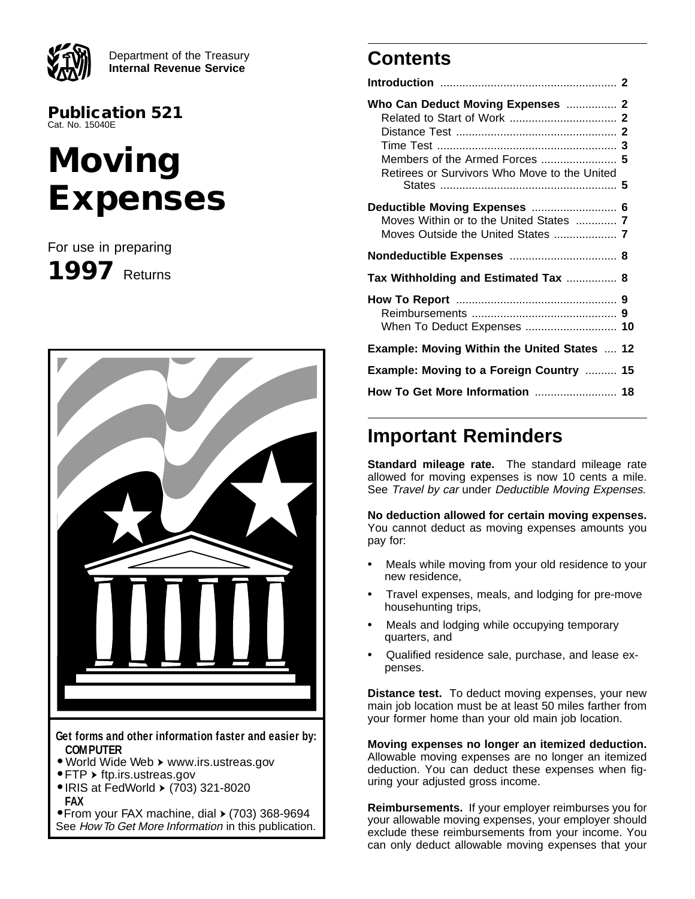Department of the Treasury
**Internal Revenue Service**

**Publication 521**
Cat. No. 15040E

# Moving Expenses

For use in preparing

**1997** Returns

**Get forms and other information faster and easier by:**

**COMPUTER**

- World Wide Web ▸ www.irs.ustreas.gov
- FTP ▸ ftp.irs.ustreas.gov
- IRIS at FedWorld ▸ (703) 321-8020

**FAX**

- From your FAX machine, dial ▸ (703) 368-9694

See *How To Get More Information* in this publication.

## Contents

**Introduction** .......... 2

**Who Can Deduct Moving Expenses** .......... 2
- Related to Start of Work .......... 2
- Distance Test .......... 2
- Time Test .......... 3
- Members of the Armed Forces .......... 5
- Retirees or Survivors Who Move to the United States .......... 5

**Deductible Moving Expenses** .......... 6
- Moves Within or to the United States .......... 7
- Moves Outside the United States .......... 7

**Nondeductible Expenses** .......... 8

**Tax Withholding and Estimated Tax** .......... 8

**How To Report** .......... 9
- Reimbursements .......... 9
- When To Deduct Expenses .......... 10

**Example: Moving Within the United States** .......... 12

**Example: Moving to a Foreign Country** .......... 15

**How To Get More Information** .......... 18

## Important Reminders

**Standard mileage rate.** The standard mileage rate allowed for moving expenses is now 10 cents a mile. See *Travel by car* under *Deductible Moving Expenses.*

**No deduction allowed for certain moving expenses.** You cannot deduct as moving expenses amounts you pay for:

- Meals while moving from your old residence to your new residence,
- Travel expenses, meals, and lodging for pre-move househunting trips,
- Meals and lodging while occupying temporary quarters, and
- Qualified residence sale, purchase, and lease expenses.

**Distance test.** To deduct moving expenses, your new main job location must be at least 50 miles farther from your former home than your old main job location.

**Moving expenses no longer an itemized deduction.** Allowable moving expenses are no longer an itemized deduction. You can deduct these expenses when figuring your adjusted gross income.

**Reimbursements.** If your employer reimburses you for your allowable moving expenses, your employer should exclude these reimbursements from your income. You can only deduct allowable moving expenses that your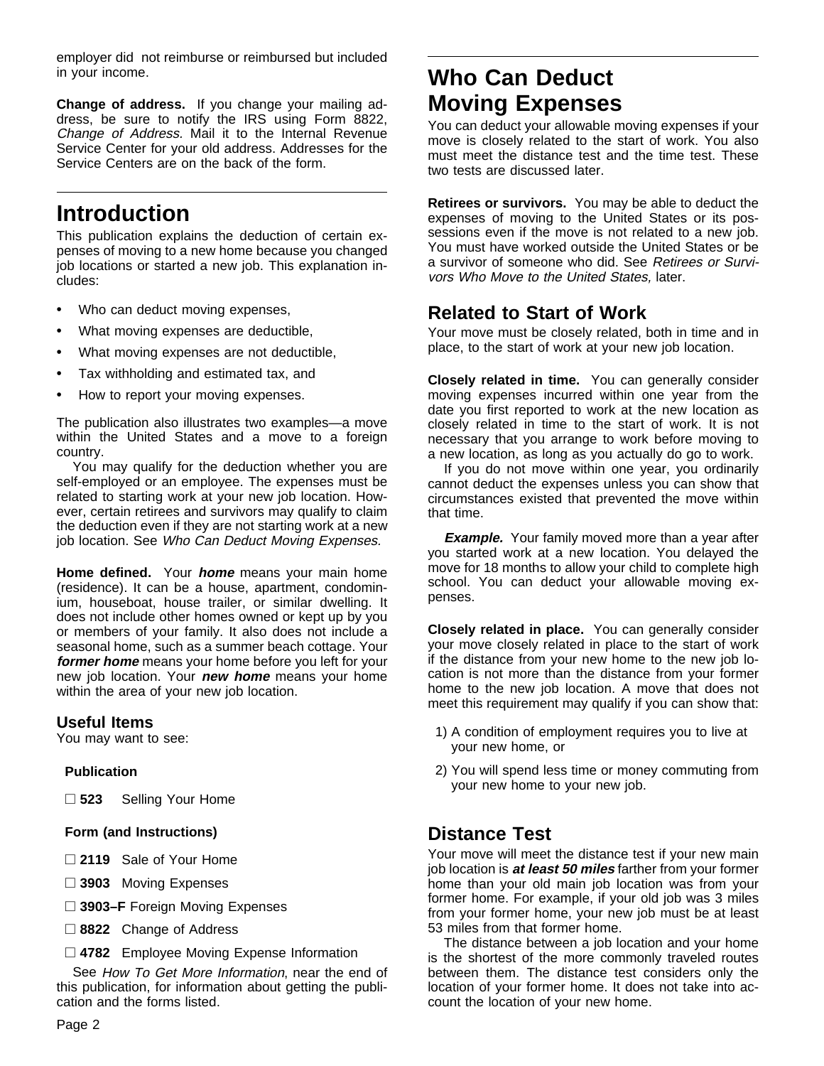employer did not reimburse or reimbursed but included in your income.

**Change of address.** If you change your mailing address, be sure to notify the IRS using Form 8822, *Change of Address.* Mail it to the Internal Revenue Service Center for your old address. Addresses for the Service Centers are on the back of the form.

# Introduction

This publication explains the deduction of certain expenses of moving to a new home because you changed job locations or started a new job. This explanation includes:

- Who can deduct moving expenses,
- What moving expenses are deductible,
- What moving expenses are not deductible,
- Tax withholding and estimated tax, and
- How to report your moving expenses.

The publication also illustrates two examples—a move within the United States and a move to a foreign country.

You may qualify for the deduction whether you are self-employed or an employee. The expenses must be related to starting work at your new job location. However, certain retirees and survivors may qualify to claim the deduction even if they are not starting work at a new job location. See *Who Can Deduct Moving Expenses.*

**Home defined.** Your ***home*** means your main home (residence). It can be a house, apartment, condominium, houseboat, house trailer, or similar dwelling. It does not include other homes owned or kept up by you or members of your family. It also does not include a seasonal home, such as a summer beach cottage. Your ***former home*** means your home before you left for your new job location. Your ***new home*** means your home within the area of your new job location.

## Useful Items

You may want to see:

**Publication**

- ☐ **523** Selling Your Home

**Form (and Instructions)**

- ☐ **2119** Sale of Your Home
- ☐ **3903** Moving Expenses
- ☐ **3903–F** Foreign Moving Expenses
- ☐ **8822** Change of Address
- ☐ **4782** Employee Moving Expense Information

See *How To Get More Information*, near the end of this publication, for information about getting the publication and the forms listed.

# Who Can Deduct Moving Expenses

You can deduct your allowable moving expenses if your move is closely related to the start of work. You also must meet the distance test and the time test. These two tests are discussed later.

**Retirees or survivors.** You may be able to deduct the expenses of moving to the United States or its possessions even if the move is not related to a new job. You must have worked outside the United States or be a survivor of someone who did. See *Retirees or Survivors Who Move to the United States,* later.

## Related to Start of Work

Your move must be closely related, both in time and in place, to the start of work at your new job location.

**Closely related in time.** You can generally consider moving expenses incurred within one year from the date you first reported to work at the new location as closely related in time to the start of work. It is not necessary that you arrange to work before moving to a new location, as long as you actually do go to work.

If you do not move within one year, you ordinarily cannot deduct the expenses unless you can show that circumstances existed that prevented the move within that time.

***Example.*** Your family moved more than a year after you started work at a new location. You delayed the move for 18 months to allow your child to complete high school. You can deduct your allowable moving expenses.

**Closely related in place.** You can generally consider your move closely related in place to the start of work if the distance from your new home to the new job location is not more than the distance from your former home to the new job location. A move that does not meet this requirement may qualify if you can show that:

1) A condition of employment requires you to live at your new home, or
2) You will spend less time or money commuting from your new home to your new job.

## Distance Test

Your move will meet the distance test if your new main job location is ***at least 50 miles*** farther from your former home than your old main job location was from your former home. For example, if your old job was 3 miles from your former home, your new job must be at least 53 miles from that former home.

The distance between a job location and your home is the shortest of the more commonly traveled routes between them. The distance test considers only the location of your former home. It does not take into account the location of your new home.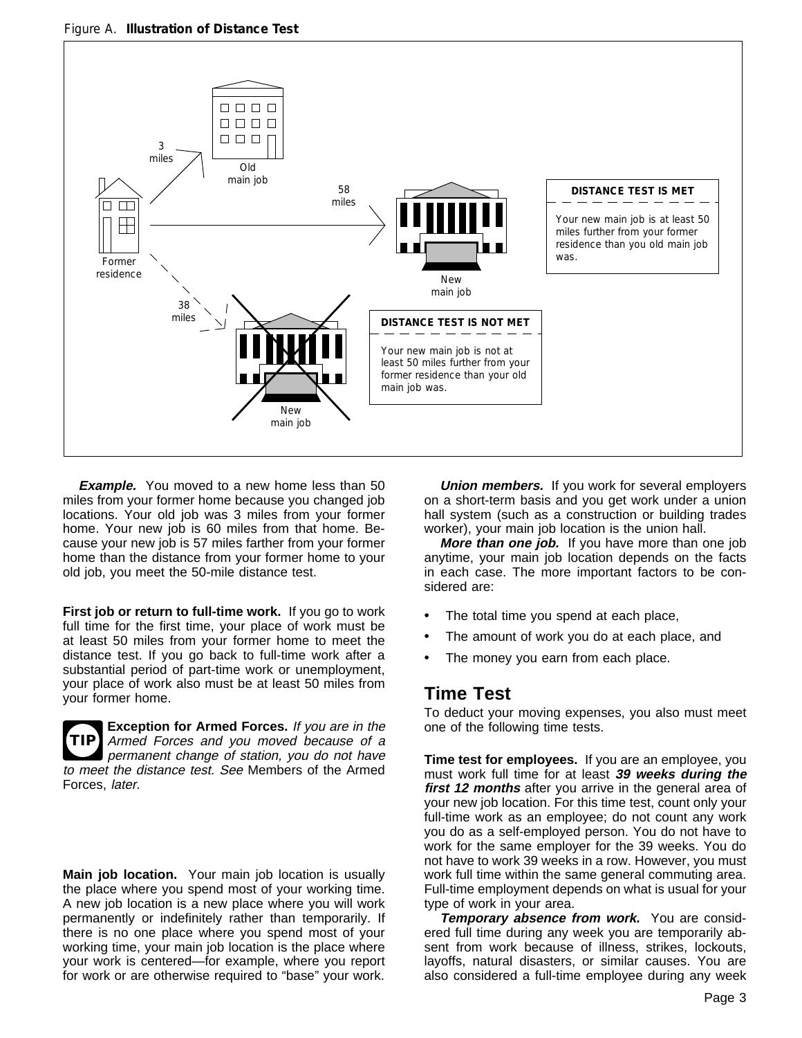Figure A. **Illustration of Distance Test**

3 miles

Old main job

58 miles

Former residence

New main job

**DISTANCE TEST IS MET**

Your new main job is at least 50 miles further from your former residence than you old main job was.

38 miles

New main job

**DISTANCE TEST IS NOT MET**

Your new main job is not at least 50 miles further from your former residence than your old main job was.

***Example.*** You moved to a new home less than 50 miles from your former home because you changed job locations. Your old job was 3 miles from your former home. Your new job is 60 miles from that home. Because your new job is 57 miles farther from your former home than the distance from your former home to your old job, you meet the 50-mile distance test.

**First job or return to full-time work.** If you go to work full time for the first time, your place of work must be at least 50 miles from your former home to meet the distance test. If you go back to full-time work after a substantial period of part-time work or unemployment, your place of work also must be at least 50 miles from your former home.

**TIP** **Exception for Armed Forces.** *If you are in the Armed Forces and you moved because of a permanent change of station, you do not have to meet the distance test. See* Members of the Armed Forces, *later.*

**Main job location.** Your main job location is usually the place where you spend most of your working time. A new job location is a new place where you will work permanently or indefinitely rather than temporarily. If there is no one place where you spend most of your working time, your main job location is the place where your work is centered—for example, where you report for work or are otherwise required to "base" your work.

***Union members.*** If you work for several employers on a short-term basis and you get work under a union hall system (such as a construction or building trades worker), your main job location is the union hall.

***More than one job.*** If you have more than one job anytime, your main job location depends on the facts in each case. The more important factors to be considered are:

- The total time you spend at each place,
- The amount of work you do at each place, and
- The money you earn from each place.

## Time Test

To deduct your moving expenses, you also must meet one of the following time tests.

**Time test for employees.** If you are an employee, you must work full time for at least ***39 weeks during the first 12 months*** after you arrive in the general area of your new job location. For this time test, count only your full-time work as an employee; do not count any work you do as a self-employed person. You do not have to work for the same employer for the 39 weeks. You do not have to work 39 weeks in a row. However, you must work full time within the same general commuting area. Full-time employment depends on what is usual for your type of work in your area.

***Temporary absence from work.*** You are considered full time during any week you are temporarily absent from work because of illness, strikes, lockouts, layoffs, natural disasters, or similar causes. You are also considered a full-time employee during any week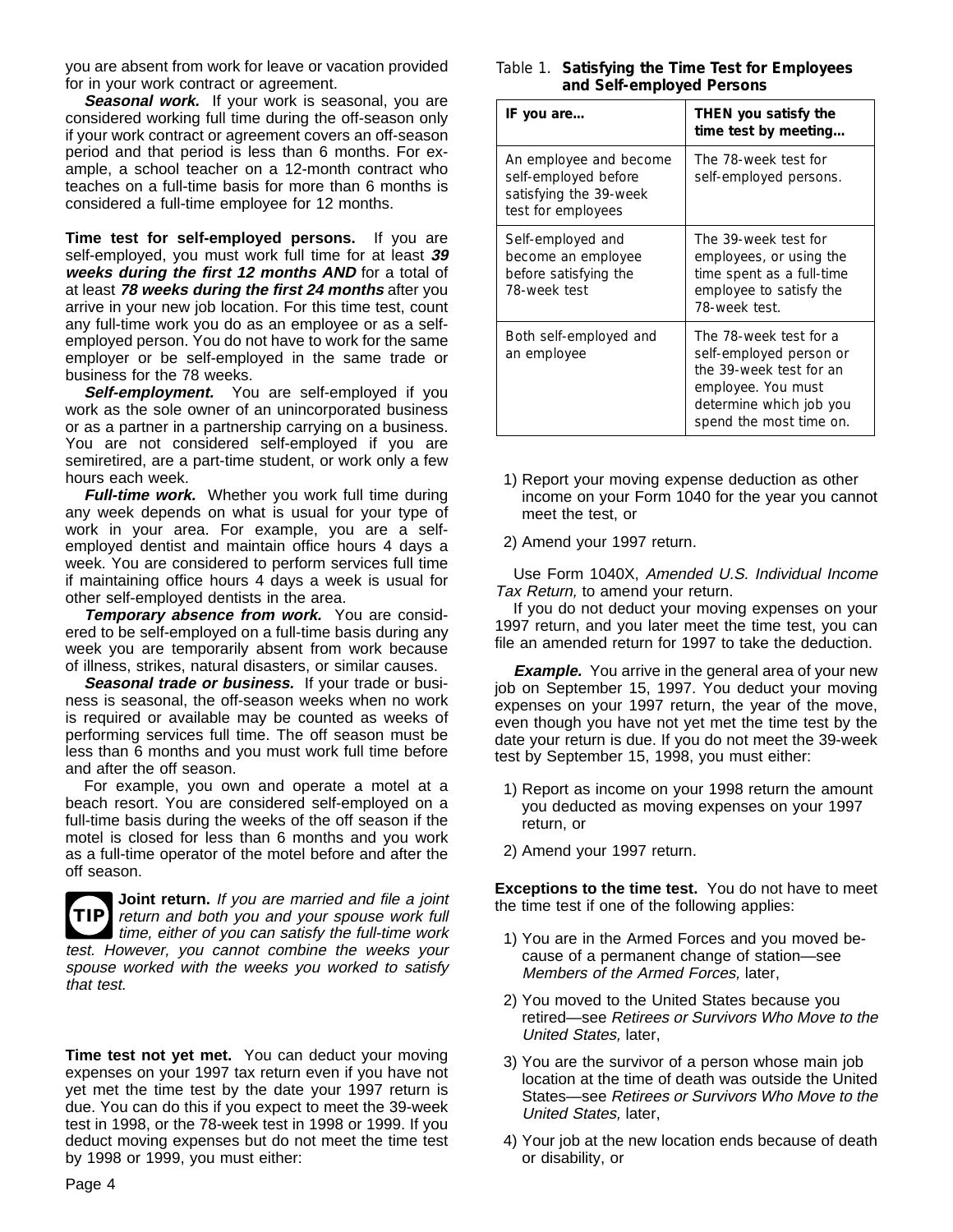you are absent from work for leave or vacation provided for in your work contract or agreement.

***Seasonal work.*** If your work is seasonal, you are considered working full time during the off-season only if your work contract or agreement covers an off-season period and that period is less than 6 months. For example, a school teacher on a 12-month contract who teaches on a full-time basis for more than 6 months is considered a full-time employee for 12 months.

**Time test for self-employed persons.** If you are self-employed, you must work full time for at least ***39 weeks during the first 12 months AND*** for a total of at least ***78 weeks during the first 24 months*** after you arrive in your new job location. For this time test, count any full-time work you do as an employee or as a self-employed person. You do not have to work for the same employer or be self-employed in the same trade or business for the 78 weeks.

***Self-employment.*** You are self-employed if you work as the sole owner of an unincorporated business or as a partner in a partnership carrying on a business. You are not considered self-employed if you are semiretired, are a part-time student, or work only a few hours each week.

***Full-time work.*** Whether you work full time during any week depends on what is usual for your type of work in your area. For example, you are a self-employed dentist and maintain office hours 4 days a week. You are considered to perform services full time if maintaining office hours 4 days a week is usual for other self-employed dentists in the area.

***Temporary absence from work.*** You are considered to be self-employed on a full-time basis during any week you are temporarily absent from work because of illness, strikes, natural disasters, or similar causes.

***Seasonal trade or business.*** If your trade or business is seasonal, the off-season weeks when no work is required or available may be counted as weeks of performing services full time. The off season must be less than 6 months and you must work full time before and after the off season.

For example, you own and operate a motel at a beach resort. You are considered self-employed on a full-time basis during the weeks of the off season if the motel is closed for less than 6 months and you work as a full-time operator of the motel before and after the off season.

**TIP** **Joint return.** *If you are married and file a joint return and both you and your spouse work full time, either of you can satisfy the full-time work test. However, you cannot combine the weeks your spouse worked with the weeks you worked to satisfy that test.*

**Time test not yet met.** You can deduct your moving expenses on your 1997 tax return even if you have not yet met the time test by the date your 1997 return is due. You can do this if you expect to meet the 39-week test in 1998, or the 78-week test in 1998 or 1999. If you deduct moving expenses but do not meet the time test by 1998 or 1999, you must either:

Table 1. **Satisfying the Time Test for Employees and Self-employed Persons**

| IF you are... | THEN you satisfy the time test by meeting... |
|---|---|
| An employee and become self-employed before satisfying the 39-week test for employees | The 78-week test for self-employed persons. |
| Self-employed and become an employee before satisfying the 78-week test | The 39-week test for employees, or using the time spent as a full-time employee to satisfy the 78-week test. |
| Both self-employed and an employee | The 78-week test for a self-employed person or the 39-week test for an employee. You must determine which job you spend the most time on. |

1) Report your moving expense deduction as other income on your Form 1040 for the year you cannot meet the test, or

2) Amend your 1997 return.

Use Form 1040X, *Amended U.S. Individual Income Tax Return,* to amend your return.

If you do not deduct your moving expenses on your 1997 return, and you later meet the time test, you can file an amended return for 1997 to take the deduction.

***Example.*** You arrive in the general area of your new job on September 15, 1997. You deduct your moving expenses on your 1997 return, the year of the move, even though you have not yet met the time test by the date your return is due. If you do not meet the 39-week test by September 15, 1998, you must either:

1) Report as income on your 1998 return the amount you deducted as moving expenses on your 1997 return, or

2) Amend your 1997 return.

**Exceptions to the time test.** You do not have to meet the time test if one of the following applies:

1) You are in the Armed Forces and you moved because of a permanent change of station—see *Members of the Armed Forces,* later,

2) You moved to the United States because you retired—see *Retirees or Survivors Who Move to the United States,* later,

3) You are the survivor of a person whose main job location at the time of death was outside the United States—see *Retirees or Survivors Who Move to the United States,* later,

4) Your job at the new location ends because of death or disability, or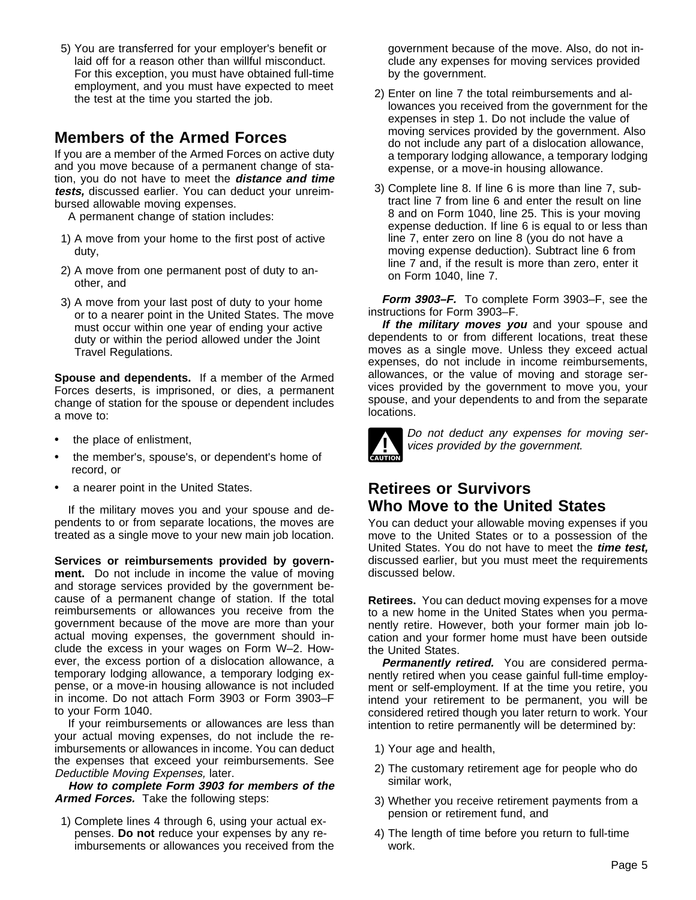5) You are transferred for your employer's benefit or laid off for a reason other than willful misconduct. For this exception, you must have obtained full-time employment, and you must have expected to meet the test at the time you started the job.

## Members of the Armed Forces

If you are a member of the Armed Forces on active duty and you move because of a permanent change of station, you do not have to meet the ***distance and time tests,*** discussed earlier. You can deduct your unreimbursed allowable moving expenses.

A permanent change of station includes:

1) A move from your home to the first post of active duty,

2) A move from one permanent post of duty to another, and

3) A move from your last post of duty to your home or to a nearer point in the United States. The move must occur within one year of ending your active duty or within the period allowed under the Joint Travel Regulations.

**Spouse and dependents.** If a member of the Armed Forces deserts, is imprisoned, or dies, a permanent change of station for the spouse or dependent includes a move to:

- the place of enlistment,
- the member's, spouse's, or dependent's home of record, or
- a nearer point in the United States.

If the military moves you and your spouse and dependents to or from separate locations, the moves are treated as a single move to your new main job location.

**Services or reimbursements provided by government.** Do not include in income the value of moving and storage services provided by the government because of a permanent change of station. If the total reimbursements or allowances you receive from the government because of the move are more than your actual moving expenses, the government should include the excess in your wages on Form W–2. However, the excess portion of a dislocation allowance, a temporary lodging allowance, a temporary lodging expense, or a move-in housing allowance is not included in income. Do not attach Form 3903 or Form 3903–F to your Form 1040.

If your reimbursements or allowances are less than your actual moving expenses, do not include the reimbursements or allowances in income. You can deduct the expenses that exceed your reimbursements. See *Deductible Moving Expenses,* later.

***How to complete Form 3903 for members of the Armed Forces.*** Take the following steps:

1) Complete lines 4 through 6, using your actual expenses. **Do not** reduce your expenses by any reimbursements or allowances you received from the government because of the move. Also, do not include any expenses for moving services provided by the government.

2) Enter on line 7 the total reimbursements and allowances you received from the government for the expenses in step 1. Do not include the value of moving services provided by the government. Also do not include any part of a dislocation allowance, a temporary lodging allowance, a temporary lodging expense, or a move-in housing allowance.

3) Complete line 8. If line 6 is more than line 7, subtract line 7 from line 6 and enter the result on line 8 and on Form 1040, line 25. This is your moving expense deduction. If line 6 is equal to or less than line 7, enter zero on line 8 (you do not have a moving expense deduction). Subtract line 6 from line 7 and, if the result is more than zero, enter it on Form 1040, line 7.

***Form 3903–F.*** To complete Form 3903–F, see the instructions for Form 3903–F.

***If the military moves you*** and your spouse and dependents to or from different locations, treat these moves as a single move. Unless they exceed actual expenses, do not include in income reimbursements, allowances, or the value of moving and storage services provided by the government to move you, your spouse, and your dependents to and from the separate locations.

CAUTION: *Do not deduct any expenses for moving services provided by the government.*

## Retirees or Survivors Who Move to the United States

You can deduct your allowable moving expenses if you move to the United States or to a possession of the United States. You do not have to meet the ***time test,*** discussed earlier, but you must meet the requirements discussed below.

**Retirees.** You can deduct moving expenses for a move to a new home in the United States when you permanently retire. However, both your former main job location and your former home must have been outside the United States.

***Permanently retired.*** You are considered permanently retired when you cease gainful full-time employment or self-employment. If at the time you retire, you intend your retirement to be permanent, you will be considered retired though you later return to work. Your intention to retire permanently will be determined by:

1) Your age and health,

2) The customary retirement age for people who do similar work,

3) Whether you receive retirement payments from a pension or retirement fund, and

4) The length of time before you return to full-time work.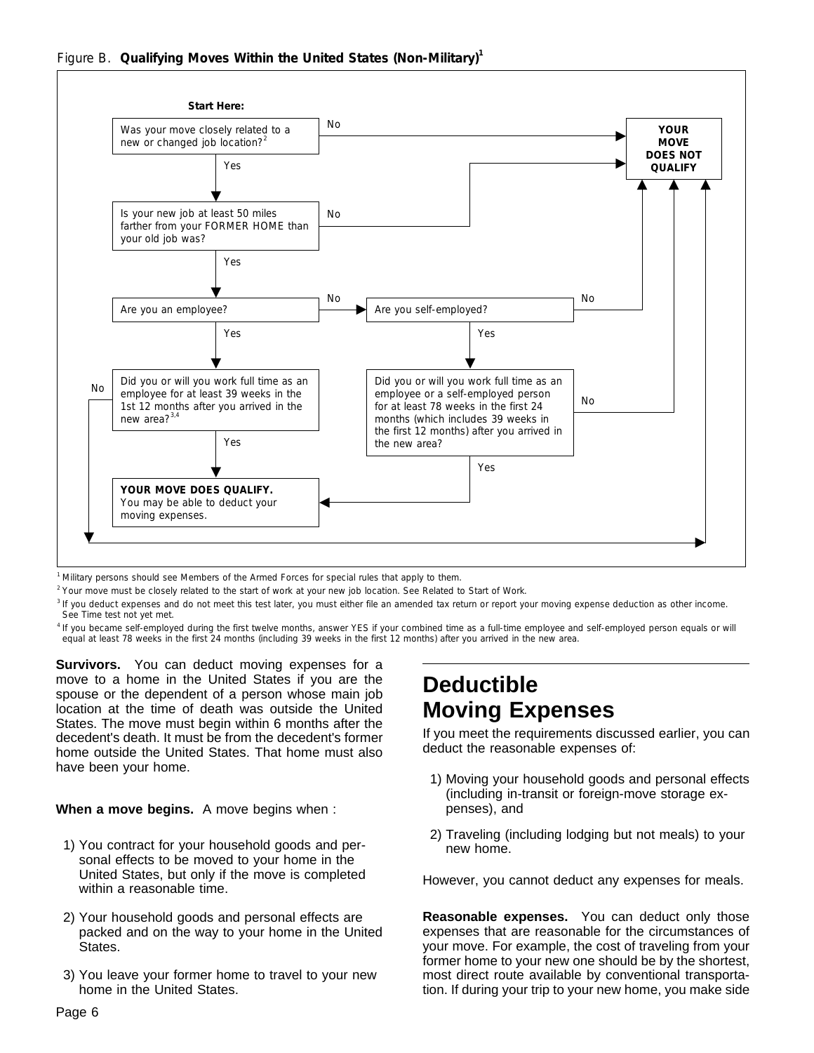Figure B. **Qualifying Moves Within the United States (Non-Military)**[1]

**Start Here:**

- Was your move closely related to a new or changed job location?[2]
  - No → **YOUR MOVE DOES NOT QUALIFY**
  - Yes → Is your new job at least 50 miles farther from your FORMER HOME than your old job was?
    - No → **YOUR MOVE DOES NOT QUALIFY**
    - Yes → Are you an employee?
      - Yes → Did you or will you work full time as an employee for at least 39 weeks in the 1st 12 months after you arrived in the new area?[3,4]
        - Yes → **YOUR MOVE DOES QUALIFY.** You may be able to deduct your moving expenses.
        - No → **YOUR MOVE DOES NOT QUALIFY**
      - No → Are you self-employed?
        - No → **YOUR MOVE DOES NOT QUALIFY**
        - Yes → Did you or will you work full time as an employee or a self-employed person for at least 78 weeks in the first 24 months (which includes 39 weeks in the first 12 months) after you arrived in the new area?
          - Yes → **YOUR MOVE DOES QUALIFY.** You may be able to deduct your moving expenses.
          - No → **YOUR MOVE DOES NOT QUALIFY**

[1] Military persons should see Members of the Armed Forces for special rules that apply to them.

[2] Your move must be closely related to the start of work at your new job location. See Related to Start of Work.

[3] If you deduct expenses and do not meet this test later, you must either file an amended tax return or report your moving expense deduction as other income. See Time test not yet met.

[4] If you became self-employed during the first twelve months, answer YES if your combined time as a full-time employee and self-employed person equals or will equal at least 78 weeks in the first 24 months (including 39 weeks in the first 12 months) after you arrived in the new area.

**Survivors.** You can deduct moving expenses for a move to a home in the United States if you are the spouse or the dependent of a person whose main job location at the time of death was outside the United States. The move must begin within 6 months after the decedent's death. It must be from the decedent's former home outside the United States. That home must also have been your home.

**When a move begins.** A move begins when :

1) You contract for your household goods and personal effects to be moved to your home in the United States, but only if the move is completed within a reasonable time.

2) Your household goods and personal effects are packed and on the way to your home in the United States.

3) You leave your former home to travel to your new home in the United States.

# Deductible Moving Expenses

If you meet the requirements discussed earlier, you can deduct the reasonable expenses of:

1) Moving your household goods and personal effects (including in-transit or foreign-move storage expenses), and

2) Traveling (including lodging but not meals) to your new home.

However, you cannot deduct any expenses for meals.

**Reasonable expenses.** You can deduct only those expenses that are reasonable for the circumstances of your move. For example, the cost of traveling from your former home to your new one should be by the shortest, most direct route available by conventional transportation. If during your trip to your new home, you make side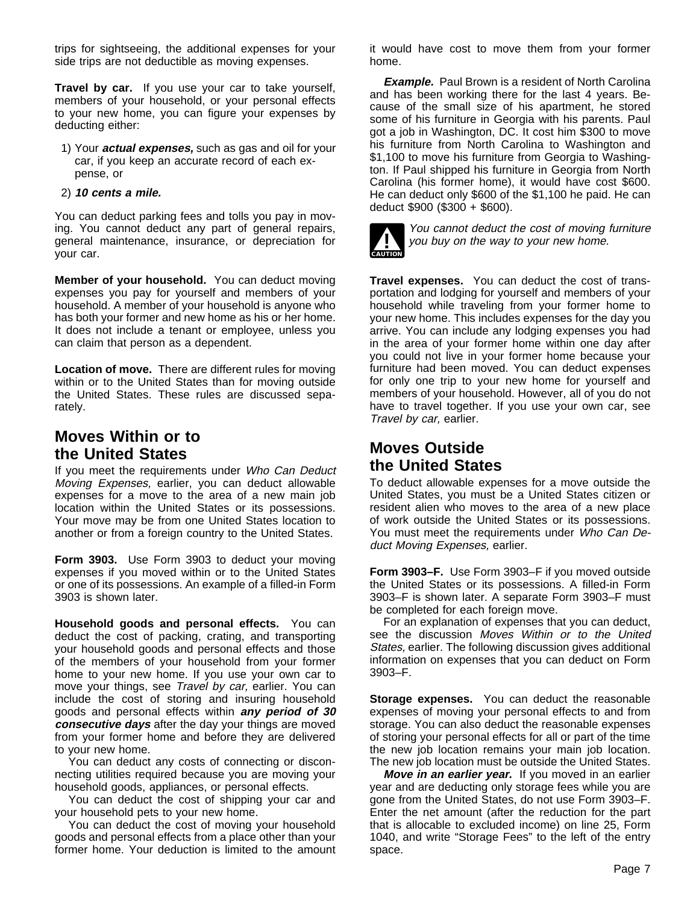trips for sightseeing, the additional expenses for your side trips are not deductible as moving expenses.

**Travel by car.** If you use your car to take yourself, members of your household, or your personal effects to your new home, you can figure your expenses by deducting either:

1) Your ***actual expenses,*** such as gas and oil for your car, if you keep an accurate record of each expense, or
2) ***10 cents a mile.***

You can deduct parking fees and tolls you pay in moving. You cannot deduct any part of general repairs, general maintenance, insurance, or depreciation for your car.

**Member of your household.** You can deduct moving expenses you pay for yourself and members of your household. A member of your household is anyone who has both your former and new home as his or her home. It does not include a tenant or employee, unless you can claim that person as a dependent.

**Location of move.** There are different rules for moving within or to the United States than for moving outside the United States. These rules are discussed separately.

## Moves Within or to the United States

If you meet the requirements under *Who Can Deduct Moving Expenses,* earlier, you can deduct allowable expenses for a move to the area of a new main job location within the United States or its possessions. Your move may be from one United States location to another or from a foreign country to the United States.

**Form 3903.** Use Form 3903 to deduct your moving expenses if you moved within or to the United States or one of its possessions. An example of a filled-in Form 3903 is shown later.

**Household goods and personal effects.** You can deduct the cost of packing, crating, and transporting your household goods and personal effects and those of the members of your household from your former home to your new home. If you use your own car to move your things, see *Travel by car,* earlier. You can include the cost of storing and insuring household goods and personal effects within ***any period of 30 consecutive days*** after the day your things are moved from your former home and before they are delivered to your new home.

You can deduct any costs of connecting or disconnecting utilities required because you are moving your household goods, appliances, or personal effects.

You can deduct the cost of shipping your car and your household pets to your new home.

You can deduct the cost of moving your household goods and personal effects from a place other than your former home. Your deduction is limited to the amount it would have cost to move them from your former home.

***Example.*** Paul Brown is a resident of North Carolina and has been working there for the last 4 years. Because of the small size of his apartment, he stored some of his furniture in Georgia with his parents. Paul got a job in Washington, DC. It cost him $300 to move his furniture from North Carolina to Washington and $1,100 to move his furniture from Georgia to Washington. If Paul shipped his furniture in Georgia from North Carolina (his former home), it would have cost $600. He can deduct only $600 of the $1,100 he paid. He can deduct $900 ($300 + $600).

CAUTION: *You cannot deduct the cost of moving furniture you buy on the way to your new home.*

**Travel expenses.** You can deduct the cost of transportation and lodging for yourself and members of your household while traveling from your former home to your new home. This includes expenses for the day you arrive. You can include any lodging expenses you had in the area of your former home within one day after you could not live in your former home because your furniture had been moved. You can deduct expenses for only one trip to your new home for yourself and members of your household. However, all of you do not have to travel together. If you use your own car, see *Travel by car,* earlier.

## Moves Outside the United States

To deduct allowable expenses for a move outside the United States, you must be a United States citizen or resident alien who moves to the area of a new place of work outside the United States or its possessions. You must meet the requirements under *Who Can Deduct Moving Expenses,* earlier.

**Form 3903–F.** Use Form 3903–F if you moved outside the United States or its possessions. A filled-in Form 3903–F is shown later. A separate Form 3903–F must be completed for each foreign move.

For an explanation of expenses that you can deduct, see the discussion *Moves Within or to the United States,* earlier. The following discussion gives additional information on expenses that you can deduct on Form 3903–F.

**Storage expenses.** You can deduct the reasonable expenses of moving your personal effects to and from storage. You can also deduct the reasonable expenses of storing your personal effects for all or part of the time the new job location remains your main job location. The new job location must be outside the United States.

***Move in an earlier year.*** If you moved in an earlier year and are deducting only storage fees while you are gone from the United States, do not use Form 3903–F. Enter the net amount (after the reduction for the part that is allocable to excluded income) on line 25, Form 1040, and write "Storage Fees" to the left of the entry space.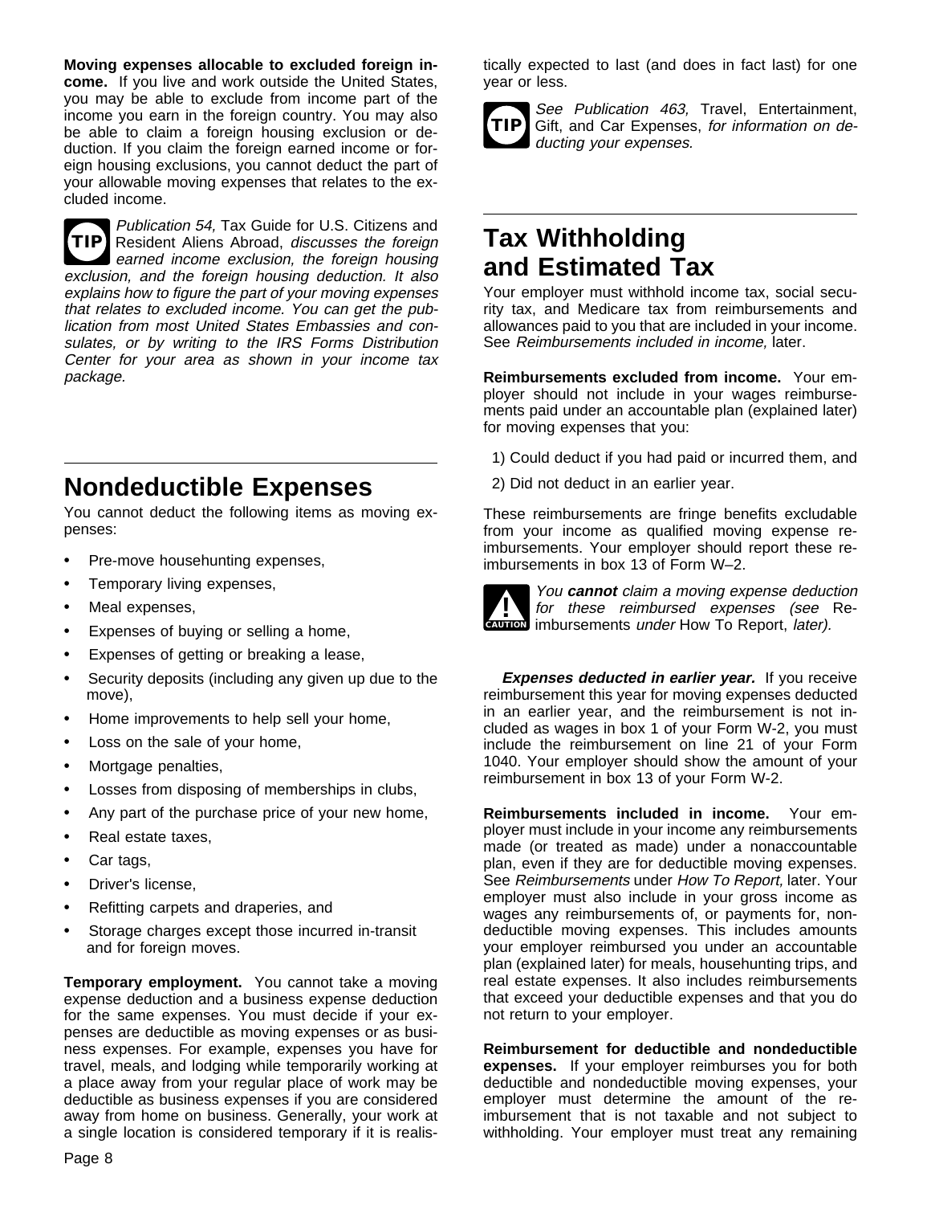**Moving expenses allocable to excluded foreign income.** If you live and work outside the United States, you may be able to exclude from income part of the income you earn in the foreign country. You may also be able to claim a foreign housing exclusion or deduction. If you claim the foreign earned income or foreign housing exclusions, you cannot deduct the part of your allowable moving expenses that relates to the excluded income.

TIP: *Publication 54,* Tax Guide for U.S. Citizens and Resident Aliens Abroad, *discusses the foreign earned income exclusion, the foreign housing exclusion, and the foreign housing deduction. It also explains how to figure the part of your moving expenses that relates to excluded income. You can get the publication from most United States Embassies and consulates, or by writing to the IRS Forms Distribution Center for your area as shown in your income tax package.*

## Nondeductible Expenses

You cannot deduct the following items as moving expenses:

- Pre-move househunting expenses,
- Temporary living expenses,
- Meal expenses,
- Expenses of buying or selling a home,
- Expenses of getting or breaking a lease,
- Security deposits (including any given up due to the move),
- Home improvements to help sell your home,
- Loss on the sale of your home,
- Mortgage penalties,
- Losses from disposing of memberships in clubs,
- Any part of the purchase price of your new home,
- Real estate taxes,
- Car tags,
- Driver's license,
- Refitting carpets and draperies, and
- Storage charges except those incurred in-transit and for foreign moves.

**Temporary employment.** You cannot take a moving expense deduction and a business expense deduction for the same expenses. You must decide if your expenses are deductible as moving expenses or as business expenses. For example, expenses you have for travel, meals, and lodging while temporarily working at a place away from your regular place of work may be deductible as business expenses if you are considered away from home on business. Generally, your work at a single location is considered temporary if it is realistically expected to last (and does in fact last) for one year or less.

TIP: *See Publication 463,* Travel, Entertainment, Gift, and Car Expenses, *for information on deducting your expenses.*

## Tax Withholding and Estimated Tax

Your employer must withhold income tax, social security tax, and Medicare tax from reimbursements and allowances paid to you that are included in your income. See *Reimbursements included in income,* later.

**Reimbursements excluded from income.** Your employer should not include in your wages reimbursements paid under an accountable plan (explained later) for moving expenses that you:

1) Could deduct if you had paid or incurred them, and
2) Did not deduct in an earlier year.

These reimbursements are fringe benefits excludable from your income as qualified moving expense reimbursements. Your employer should report these reimbursements in box 13 of Form W–2.

CAUTION: *You* ***cannot*** *claim a moving expense deduction for these reimbursed expenses (see* Reimbursements *under* How To Report, *later).*

***Expenses deducted in earlier year.*** If you receive reimbursement this year for moving expenses deducted in an earlier year, and the reimbursement is not included as wages in box 1 of your Form W-2, you must include the reimbursement on line 21 of your Form 1040. Your employer should show the amount of your reimbursement in box 13 of your Form W-2.

**Reimbursements included in income.** Your employer must include in your income any reimbursements made (or treated as made) under a nonaccountable plan, even if they are for deductible moving expenses. See *Reimbursements* under *How To Report,* later. Your employer must also include in your gross income as wages any reimbursements of, or payments for, nondeductible moving expenses. This includes amounts your employer reimbursed you under an accountable plan (explained later) for meals, househunting trips, and real estate expenses. It also includes reimbursements that exceed your deductible expenses and that you do not return to your employer.

**Reimbursement for deductible and nondeductible expenses.** If your employer reimburses you for both deductible and nondeductible moving expenses, your employer must determine the amount of the reimbursement that is not taxable and not subject to withholding. Your employer must treat any remaining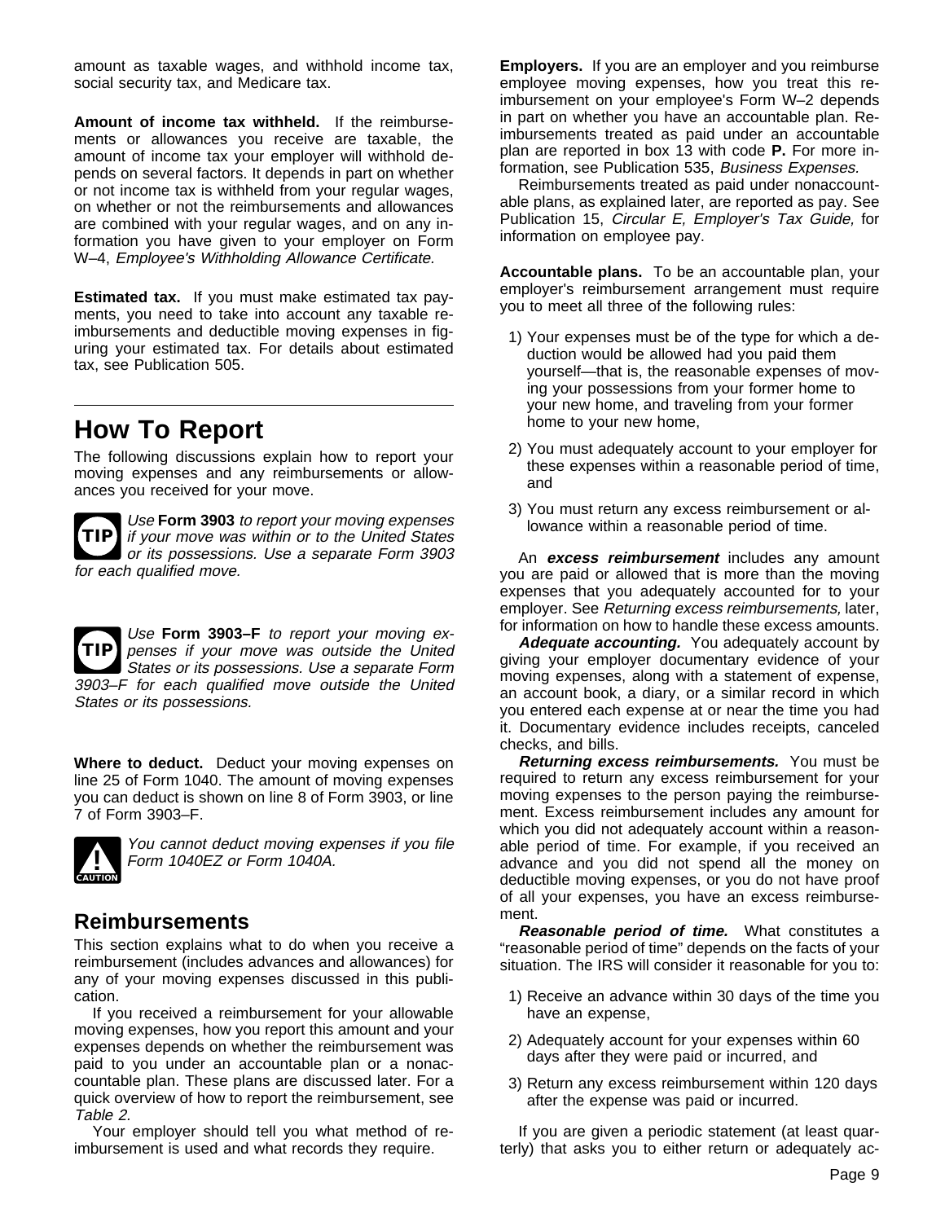amount as taxable wages, and withhold income tax, social security tax, and Medicare tax.

**Amount of income tax withheld.** If the reimbursements or allowances you receive are taxable, the amount of income tax your employer will withhold depends on several factors. It depends in part on whether or not income tax is withheld from your regular wages, on whether or not the reimbursements and allowances are combined with your regular wages, and on any information you have given to your employer on Form W–4, *Employee's Withholding Allowance Certificate.*

**Estimated tax.** If you must make estimated tax payments, you need to take into account any taxable reimbursements and deductible moving expenses in figuring your estimated tax. For details about estimated tax, see Publication 505.

# How To Report

The following discussions explain how to report your moving expenses and any reimbursements or allowances you received for your move.

TIP: *Use* **Form 3903** *to report your moving expenses if your move was within or to the United States or its possessions. Use a separate Form 3903 for each qualified move.*

TIP: *Use* **Form 3903–F** *to report your moving expenses if your move was outside the United States or its possessions. Use a separate Form 3903–F for each qualified move outside the United States or its possessions.*

**Where to deduct.** Deduct your moving expenses on line 25 of Form 1040. The amount of moving expenses you can deduct is shown on line 8 of Form 3903, or line 7 of Form 3903–F.

CAUTION: *You cannot deduct moving expenses if you file Form 1040EZ or Form 1040A.*

## Reimbursements

This section explains what to do when you receive a reimbursement (includes advances and allowances) for any of your moving expenses discussed in this publication.

If you received a reimbursement for your allowable moving expenses, how you report this amount and your expenses depends on whether the reimbursement was paid to you under an accountable plan or a nonaccountable plan. These plans are discussed later. For a quick overview of how to report the reimbursement, see *Table 2.*

Your employer should tell you what method of reimbursement is used and what records they require.

**Employers.** If you are an employer and you reimburse employee moving expenses, how you treat this reimbursement on your employee's Form W–2 depends in part on whether you have an accountable plan. Reimbursements treated as paid under an accountable plan are reported in box 13 with code **P.** For more information, see Publication 535, *Business Expenses.*

Reimbursements treated as paid under nonaccountable plans, as explained later, are reported as pay. See Publication 15, *Circular E, Employer's Tax Guide,* for information on employee pay.

**Accountable plans.** To be an accountable plan, your employer's reimbursement arrangement must require you to meet all three of the following rules:

1) Your expenses must be of the type for which a deduction would be allowed had you paid them yourself—that is, the reasonable expenses of moving your possessions from your former home to your new home, and traveling from your former home to your new home,
2) You must adequately account to your employer for these expenses within a reasonable period of time, and
3) You must return any excess reimbursement or allowance within a reasonable period of time.

An ***excess reimbursement*** includes any amount you are paid or allowed that is more than the moving expenses that you adequately accounted for to your employer. See *Returning excess reimbursements,* later, for information on how to handle these excess amounts.

***Adequate accounting.*** You adequately account by giving your employer documentary evidence of your moving expenses, along with a statement of expense, an account book, a diary, or a similar record in which you entered each expense at or near the time you had it. Documentary evidence includes receipts, canceled checks, and bills.

***Returning excess reimbursements.*** You must be required to return any excess reimbursement for your moving expenses to the person paying the reimbursement. Excess reimbursement includes any amount for which you did not adequately account within a reasonable period of time. For example, if you received an advance and you did not spend all the money on deductible moving expenses, or you do not have proof of all your expenses, you have an excess reimbursement.

***Reasonable period of time.*** What constitutes a "reasonable period of time" depends on the facts of your situation. The IRS will consider it reasonable for you to:

1) Receive an advance within 30 days of the time you have an expense,
2) Adequately account for your expenses within 60 days after they were paid or incurred, and
3) Return any excess reimbursement within 120 days after the expense was paid or incurred.

If you are given a periodic statement (at least quarterly) that asks you to either return or adequately ac-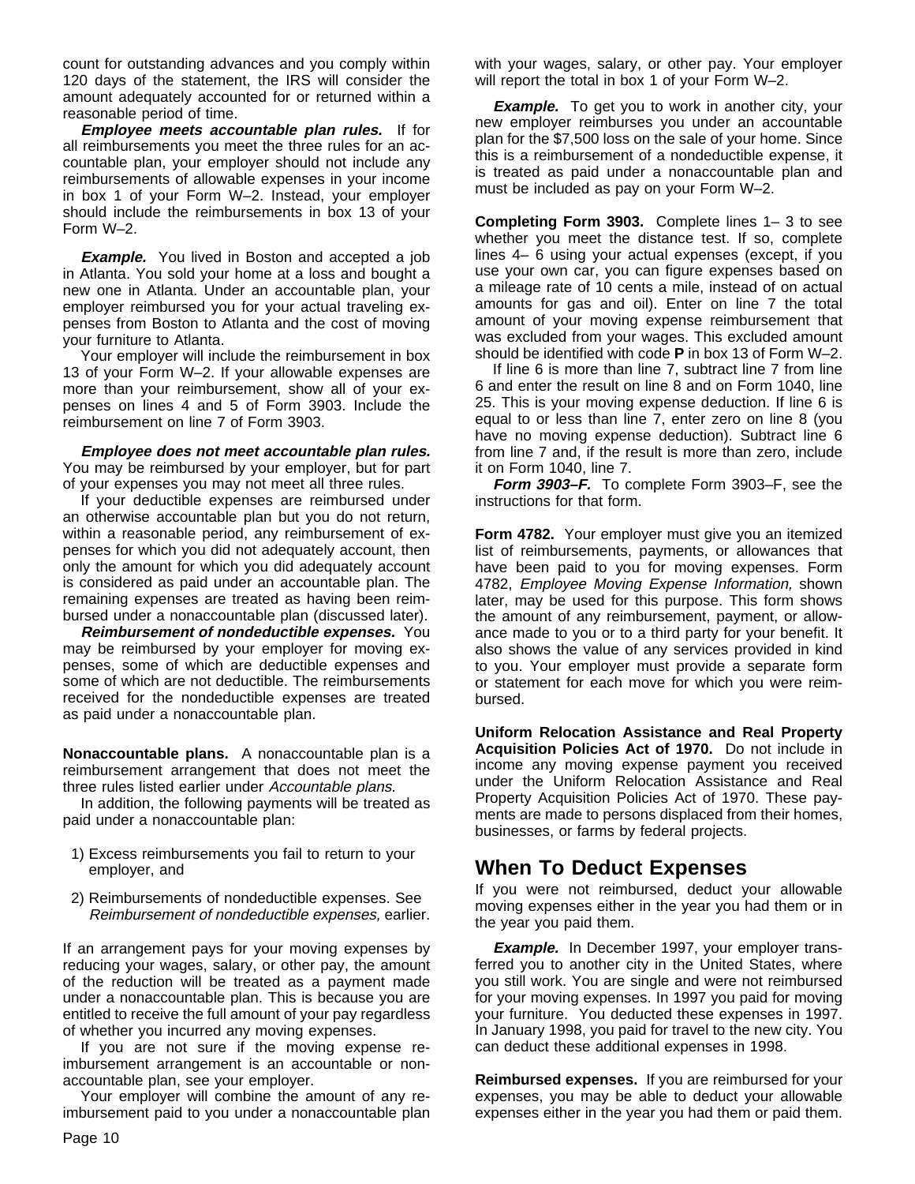count for outstanding advances and you comply within 120 days of the statement, the IRS will consider the amount adequately accounted for or returned within a reasonable period of time.

***Employee meets accountable plan rules.*** If for all reimbursements you meet the three rules for an accountable plan, your employer should not include any reimbursements of allowable expenses in your income in box 1 of your Form W–2. Instead, your employer should include the reimbursements in box 13 of your Form W–2.

***Example.*** You lived in Boston and accepted a job in Atlanta. You sold your home at a loss and bought a new one in Atlanta. Under an accountable plan, your employer reimbursed you for your actual traveling expenses from Boston to Atlanta and the cost of moving your furniture to Atlanta.

Your employer will include the reimbursement in box 13 of your Form W–2. If your allowable expenses are more than your reimbursement, show all of your expenses on lines 4 and 5 of Form 3903. Include the reimbursement on line 7 of Form 3903.

***Employee does not meet accountable plan rules.*** You may be reimbursed by your employer, but for part of your expenses you may not meet all three rules.

If your deductible expenses are reimbursed under an otherwise accountable plan but you do not return, within a reasonable period, any reimbursement of expenses for which you did not adequately account, then only the amount for which you did adequately account is considered as paid under an accountable plan. The remaining expenses are treated as having been reimbursed under a nonaccountable plan (discussed later).

***Reimbursement of nondeductible expenses.*** You may be reimbursed by your employer for moving expenses, some of which are deductible expenses and some of which are not deductible. The reimbursements received for the nondeductible expenses are treated as paid under a nonaccountable plan.

**Nonaccountable plans.** A nonaccountable plan is a reimbursement arrangement that does not meet the three rules listed earlier under *Accountable plans.*

In addition, the following payments will be treated as paid under a nonaccountable plan:

1) Excess reimbursements you fail to return to your employer, and
2) Reimbursements of nondeductible expenses. See *Reimbursement of nondeductible expenses,* earlier.

If an arrangement pays for your moving expenses by reducing your wages, salary, or other pay, the amount of the reduction will be treated as a payment made under a nonaccountable plan. This is because you are entitled to receive the full amount of your pay regardless of whether you incurred any moving expenses.

If you are not sure if the moving expense reimbursement arrangement is an accountable or nonaccountable plan, see your employer.

Your employer will combine the amount of any reimbursement paid to you under a nonaccountable plan with your wages, salary, or other pay. Your employer will report the total in box 1 of your Form W–2.

***Example.*** To get you to work in another city, your new employer reimburses you under an accountable plan for the $7,500 loss on the sale of your home. Since this is a reimbursement of a nondeductible expense, it is treated as paid under a nonaccountable plan and must be included as pay on your Form W–2.

**Completing Form 3903.** Complete lines 1– 3 to see whether you meet the distance test. If so, complete lines 4– 6 using your actual expenses (except, if you use your own car, you can figure expenses based on a mileage rate of 10 cents a mile, instead of on actual amounts for gas and oil). Enter on line 7 the total amount of your moving expense reimbursement that was excluded from your wages. This excluded amount should be identified with code **P** in box 13 of Form W–2.

If line 6 is more than line 7, subtract line 7 from line 6 and enter the result on line 8 and on Form 1040, line 25. This is your moving expense deduction. If line 6 is equal to or less than line 7, enter zero on line 8 (you have no moving expense deduction). Subtract line 6 from line 7 and, if the result is more than zero, include it on Form 1040, line 7.

***Form 3903–F.*** To complete Form 3903–F, see the instructions for that form.

**Form 4782.** Your employer must give you an itemized list of reimbursements, payments, or allowances that have been paid to you for moving expenses. Form 4782, *Employee Moving Expense Information,* shown later, may be used for this purpose. This form shows the amount of any reimbursement, payment, or allowance made to you or to a third party for your benefit. It also shows the value of any services provided in kind to you. Your employer must provide a separate form or statement for each move for which you were reimbursed.

**Uniform Relocation Assistance and Real Property Acquisition Policies Act of 1970.** Do not include in income any moving expense payment you received under the Uniform Relocation Assistance and Real Property Acquisition Policies Act of 1970. These payments are made to persons displaced from their homes, businesses, or farms by federal projects.

## When To Deduct Expenses

If you were not reimbursed, deduct your allowable moving expenses either in the year you had them or in the year you paid them.

***Example.*** In December 1997, your employer transferred you to another city in the United States, where you still work. You are single and were not reimbursed for your moving expenses. In 1997 you paid for moving your furniture. You deducted these expenses in 1997. In January 1998, you paid for travel to the new city. You can deduct these additional expenses in 1998.

**Reimbursed expenses.** If you are reimbursed for your expenses, you may be able to deduct your allowable expenses either in the year you had them or paid them.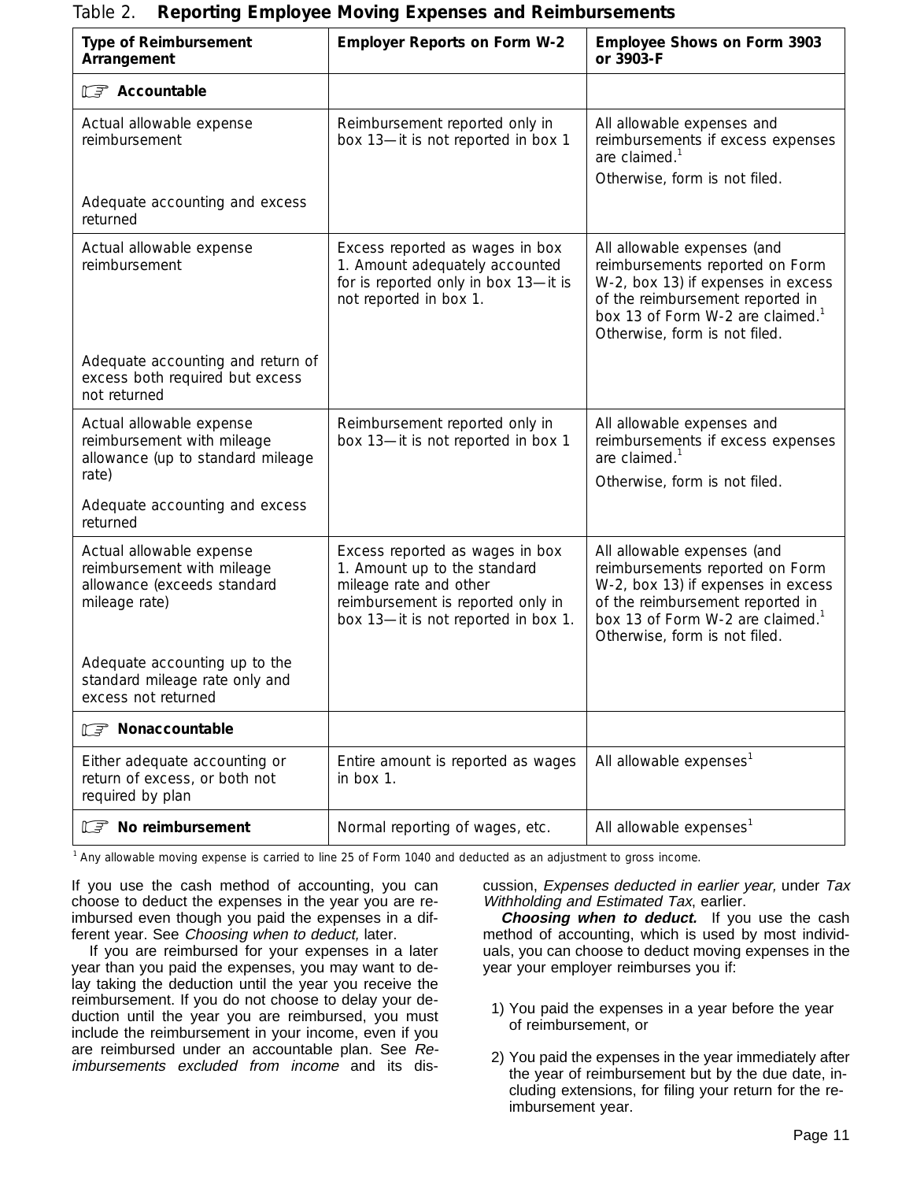Table 2. **Reporting Employee Moving Expenses and Reimbursements**

| Type of Reimbursement Arrangement | Employer Reports on Form W-2 | Employee Shows on Form 3903 or 3903-F |
|---|---|---|
| **Accountable** | | |
| Actual allowable expense reimbursement<br><br>Adequate accounting and excess returned | Reimbursement reported only in box 13—it is not reported in box 1 | All allowable expenses and reimbursements if excess expenses are claimed.[1]<br><br>Otherwise, form is not filed. |
| Actual allowable expense reimbursement<br><br>Adequate accounting and return of excess both required but excess not returned | Excess reported as wages in box 1. Amount adequately accounted for is reported only in box 13—it is not reported in box 1. | All allowable expenses (and reimbursements reported on Form W-2, box 13) if expenses in excess of the reimbursement reported in box 13 of Form W-2 are claimed.[1] Otherwise, form is not filed. |
| Actual allowable expense reimbursement with mileage allowance (up to standard mileage rate)<br><br>Adequate accounting and excess returned | Reimbursement reported only in box 13—it is not reported in box 1 | All allowable expenses and reimbursements if excess expenses are claimed.[1]<br><br>Otherwise, form is not filed. |
| Actual allowable expense reimbursement with mileage allowance (exceeds standard mileage rate)<br><br>Adequate accounting up to the standard mileage rate only and excess not returned | Excess reported as wages in box 1. Amount up to the standard mileage rate and other reimbursement is reported only in box 13—it is not reported in box 1. | All allowable expenses (and reimbursements reported on Form W-2, box 13) if expenses in excess of the reimbursement reported in box 13 of Form W-2 are claimed.[1] Otherwise, form is not filed. |
| **Nonaccountable** | | |
| Either adequate accounting or return of excess, or both not required by plan | Entire amount is reported as wages in box 1. | All allowable expenses[1] |
| **No reimbursement** | Normal reporting of wages, etc. | All allowable expenses[1] |

[1] Any allowable moving expense is carried to line 25 of Form 1040 and deducted as an adjustment to gross income.

If you use the cash method of accounting, you can choose to deduct the expenses in the year you are reimbursed even though you paid the expenses in a different year. See *Choosing when to deduct,* later.

If you are reimbursed for your expenses in a later year than you paid the expenses, you may want to delay taking the deduction until the year you receive the reimbursement. If you do not choose to delay your deduction until the year you are reimbursed, you must include the reimbursement in your income, even if you are reimbursed under an accountable plan. See *Reimbursements excluded from income* and its discussion, *Expenses deducted in earlier year,* under *Tax Withholding and Estimated Tax*, earlier.

***Choosing when to deduct.*** If you use the cash method of accounting, which is used by most individuals, you can choose to deduct moving expenses in the year your employer reimburses you if:

1) You paid the expenses in a year before the year of reimbursement, or

2) You paid the expenses in the year immediately after the year of reimbursement but by the due date, including extensions, for filing your return for the reimbursement year.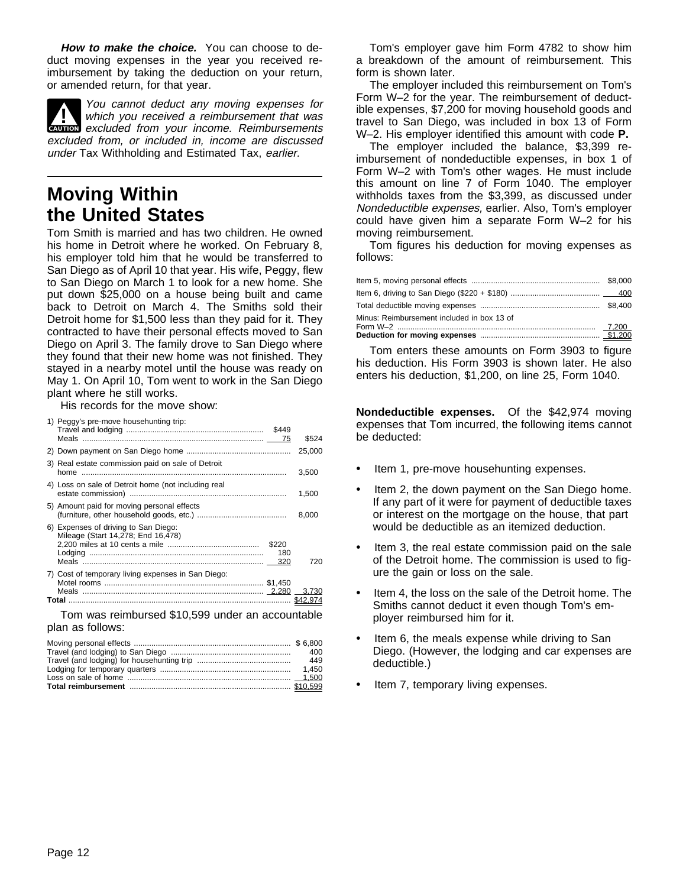***How to make the choice.*** You can choose to deduct moving expenses in the year you received reimbursement by taking the deduction on your return, or amended return, for that year.

**CAUTION** *You cannot deduct any moving expenses for which you received a reimbursement that was excluded from your income. Reimbursements excluded from, or included in, income are discussed under* Tax Withholding and Estimated Tax, *earlier.*

# Moving Within the United States

Tom Smith is married and has two children. He owned his home in Detroit where he worked. On February 8, his employer told him that he would be transferred to San Diego as of April 10 that year. His wife, Peggy, flew to San Diego on March 1 to look for a new home. She put down $25,000 on a house being built and came back to Detroit on March 4. The Smiths sold their Detroit home for $1,500 less than they paid for it. They contracted to have their personal effects moved to San Diego on April 3. The family drove to San Diego where they found that their new home was not finished. They stayed in a nearby motel until the house was ready on May 1. On April 10, Tom went to work in the San Diego plant where he still works.

His records for the move show:

| | | |
|---|---|---|
| 1) Peggy's pre-move househunting trip: | | |
| Travel and lodging | $449 | |
| Meals | 75 | $524 |
| 2) Down payment on San Diego home | | 25,000 |
| 3) Real estate commission paid on sale of Detroit home | | 3,500 |
| 4) Loss on sale of Detroit home (not including real estate commission) | | 1,500 |
| 5) Amount paid for moving personal effects (furniture, other household goods, etc.) | | 8,000 |
| 6) Expenses of driving to San Diego: Mileage (Start 14,278; End 16,478) | | |
| 2,200 miles at 10 cents a mile | $220 | |
| Lodging | 180 | |
| Meals | 320 | 720 |
| 7) Cost of temporary living expenses in San Diego: | | |
| Motel rooms | $1,450 | |
| Meals | 2,280 | 3,730 |
| **Total** | | $42,974 |

Tom was reimbursed $10,599 under an accountable plan as follows:

| | |
|---|---|
| Moving personal effects | $ 6,800 |
| Travel (and lodging) to San Diego | 400 |
| Travel (and lodging) for househunting trip | 449 |
| Lodging for temporary quarters | 1,450 |
| Loss on sale of home | 1,500 |
| **Total reimbursement** | $10,599 |

Tom's employer gave him Form 4782 to show him a breakdown of the amount of reimbursement. This form is shown later.

The employer included this reimbursement on Tom's Form W–2 for the year. The reimbursement of deductible expenses, $7,200 for moving household goods and travel to San Diego, was included in box 13 of Form W–2. His employer identified this amount with code **P.**

The employer included the balance, $3,399 reimbursement of nondeductible expenses, in box 1 of Form W–2 with Tom's other wages. He must include this amount on line 7 of Form 1040. The employer withholds taxes from the $3,399, as discussed under *Nondeductible expenses,* earlier. Also, Tom's employer could have given him a separate Form W–2 for his moving reimbursement.

Tom figures his deduction for moving expenses as follows:

| | |
|---|---|
| Item 5, moving personal effects | $8,000 |
| Item 6, driving to San Diego ($220 + $180) | 400 |
| Total deductible moving expenses | $8,400 |
| Minus: Reimbursement included in box 13 of Form W–2 | 7,200 |
| **Deduction for moving expenses** | $1,200 |

Tom enters these amounts on Form 3903 to figure his deduction. His Form 3903 is shown later. He also enters his deduction, $1,200, on line 25, Form 1040.

**Nondeductible expenses.** Of the $42,974 moving expenses that Tom incurred, the following items cannot be deducted:

- Item 1, pre-move househunting expenses.
- Item 2, the down payment on the San Diego home. If any part of it were for payment of deductible taxes or interest on the mortgage on the house, that part would be deductible as an itemized deduction.
- Item 3, the real estate commission paid on the sale of the Detroit home. The commission is used to figure the gain or loss on the sale.
- Item 4, the loss on the sale of the Detroit home. The Smiths cannot deduct it even though Tom's employer reimbursed him for it.
- Item 6, the meals expense while driving to San Diego. (However, the lodging and car expenses are deductible.)
- Item 7, temporary living expenses.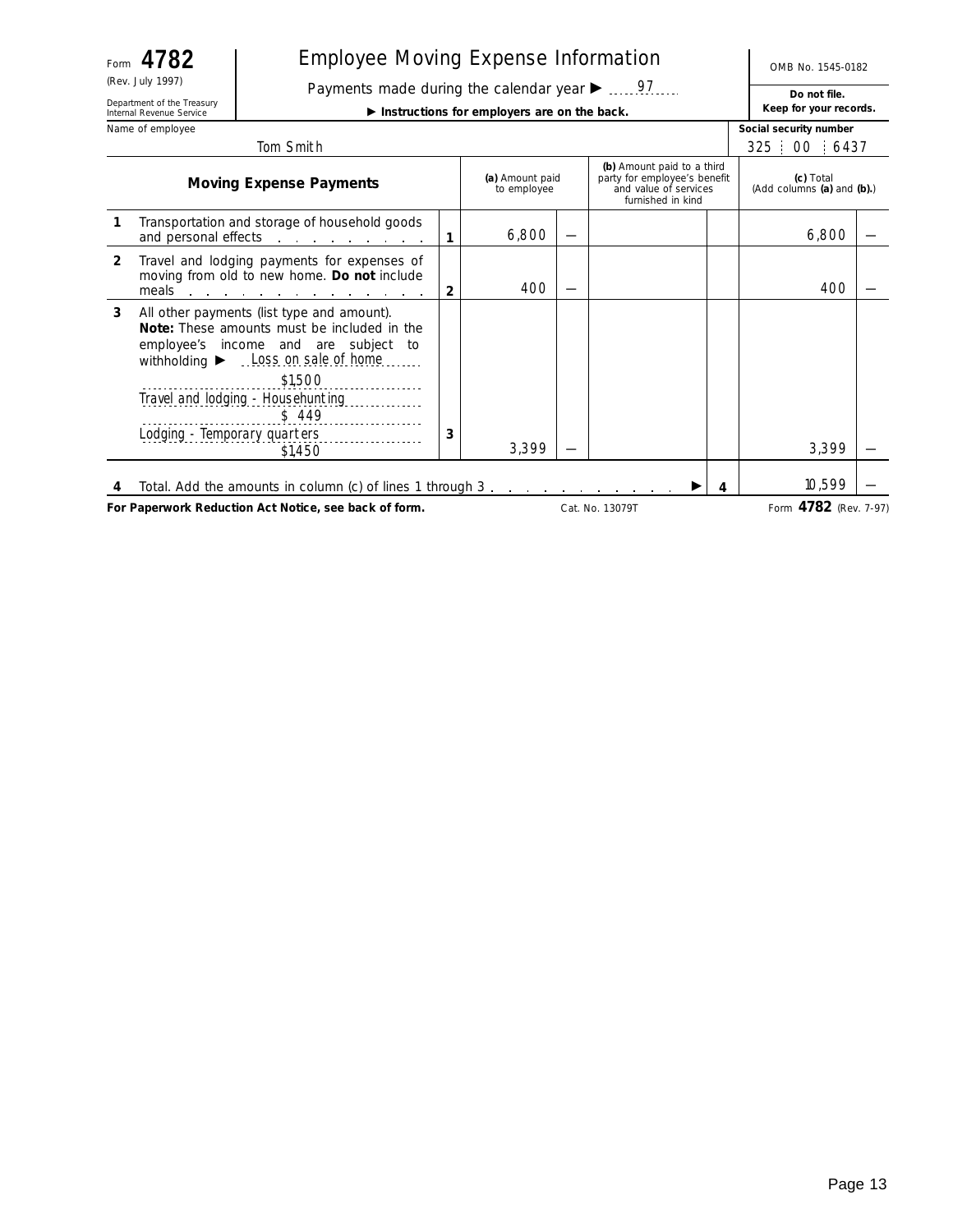Form **4782** (Rev. July 1997) Department of the Treasury Internal Revenue Service

# Employee Moving Expense Information

Payments made during the calendar year ▶ 97

▶ **Instructions for employers are on the back.**

OMB No. 1545-0182

**Do not file. Keep for your records.**

Name of employee: Tom Smith

Social security number: 325 00 6437

| | **Moving Expense Payments** | | **(a)** Amount paid to employee | | **(b)** Amount paid to a third party for employee's benefit and value of services furnished in kind | | **(c)** Total (Add columns **(a)** and **(b)**.) | |
|---|---|---|---|---|---|---|---|---|
| **1** | Transportation and storage of household goods and personal effects | **1** | 6,800 | — | | | 6,800 | — |
| **2** | Travel and lodging payments for expenses of moving from old to new home. **Do not** include meals | **2** | 400 | — | | | 400 | — |
| **3** | All other payments (list type and amount). **Note:** These amounts must be included in the employee's income and are subject to withholding ▶ Loss on sale of home $1,500; Travel and lodging - Househunting $ 449; Lodging - Temporary quarters $1,450 | **3** | 3,399 | — | | | 3,399 | — |
| **4** | Total. Add the amounts in column (c) of lines 1 through 3 ▶ | | | | | **4** | 10,599 | — |

**For Paperwork Reduction Act Notice, see back of form.** Cat. No. 13079T Form **4782** (Rev. 7-97)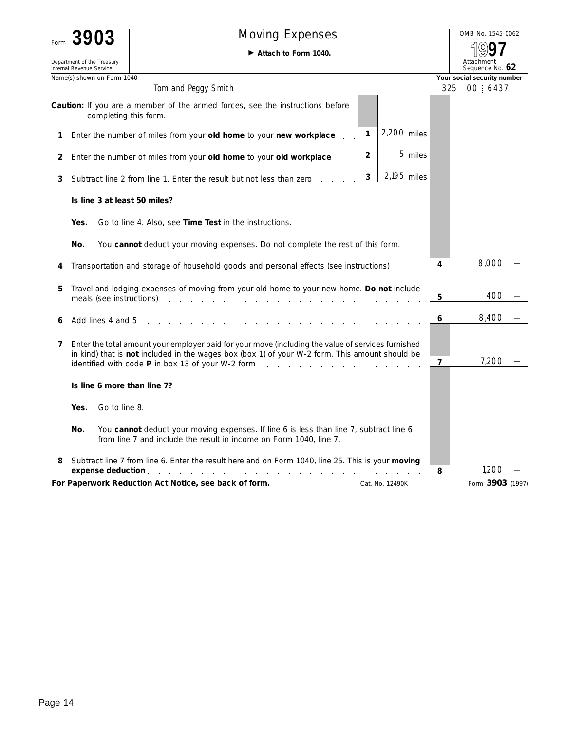# Form 3903 — Moving Expenses

Department of the Treasury
Internal Revenue Service

► **Attach to Form 1040.**

OMB No. 1545-0062

**1997**

Attachment Sequence No. **62**

| Name(s) shown on Form 1040 | Your social security number |
|---|---|
| Tom and Peggy Smith | 325 : 00 : 6437 |

**Caution:** If you are a member of the armed forces, see the instructions before completing this form.

| Line | Description | | Amount | | Amount |
|---|---|---|---|---|---|
| **1** | Enter the number of miles from your **old home** to your **new workplace** | 1 | 2,200 miles | | |
| **2** | Enter the number of miles from your **old home** to your **old workplace** | 2 | 5 miles | | |
| **3** | Subtract line 2 from line 1. Enter the result but not less than zero | 3 | 2,195 miles | | |

**Is line 3 at least 50 miles?**

**Yes.** Go to line 4. Also, see **Time Test** in the instructions.

**No.** You **cannot** deduct your moving expenses. Do not complete the rest of this form.

| Line | Description | | Amount |
|---|---|---|---|
| **4** | Transportation and storage of household goods and personal effects (see instructions) | 4 | 8,000 — |
| **5** | Travel and lodging expenses of moving from your old home to your new home. **Do not** include meals (see instructions) | 5 | 400 — |
| **6** | Add lines 4 and 5 | 6 | 8,400 — |
| **7** | Enter the total amount your employer paid for your move (including the value of services furnished in kind) that is **not** included in the wages box (box 1) of your W-2 form. This amount should be identified with code **P** in box 13 of your W-2 form | 7 | 7,200 — |

**Is line 6 more than line 7?**

**Yes.** Go to line 8.

**No.** You **cannot** deduct your moving expenses. If line 6 is less than line 7, subtract line 6 from line 7 and include the result in income on Form 1040, line 7.

| Line | Description | | Amount |
|---|---|---|---|
| **8** | Subtract line 7 from line 6. Enter the result here and on Form 1040, line 25. This is your **moving expense deduction** | 8 | 1,200 — |

**For Paperwork Reduction Act Notice, see back of form.** Cat. No. 12490K Form **3903** (1997)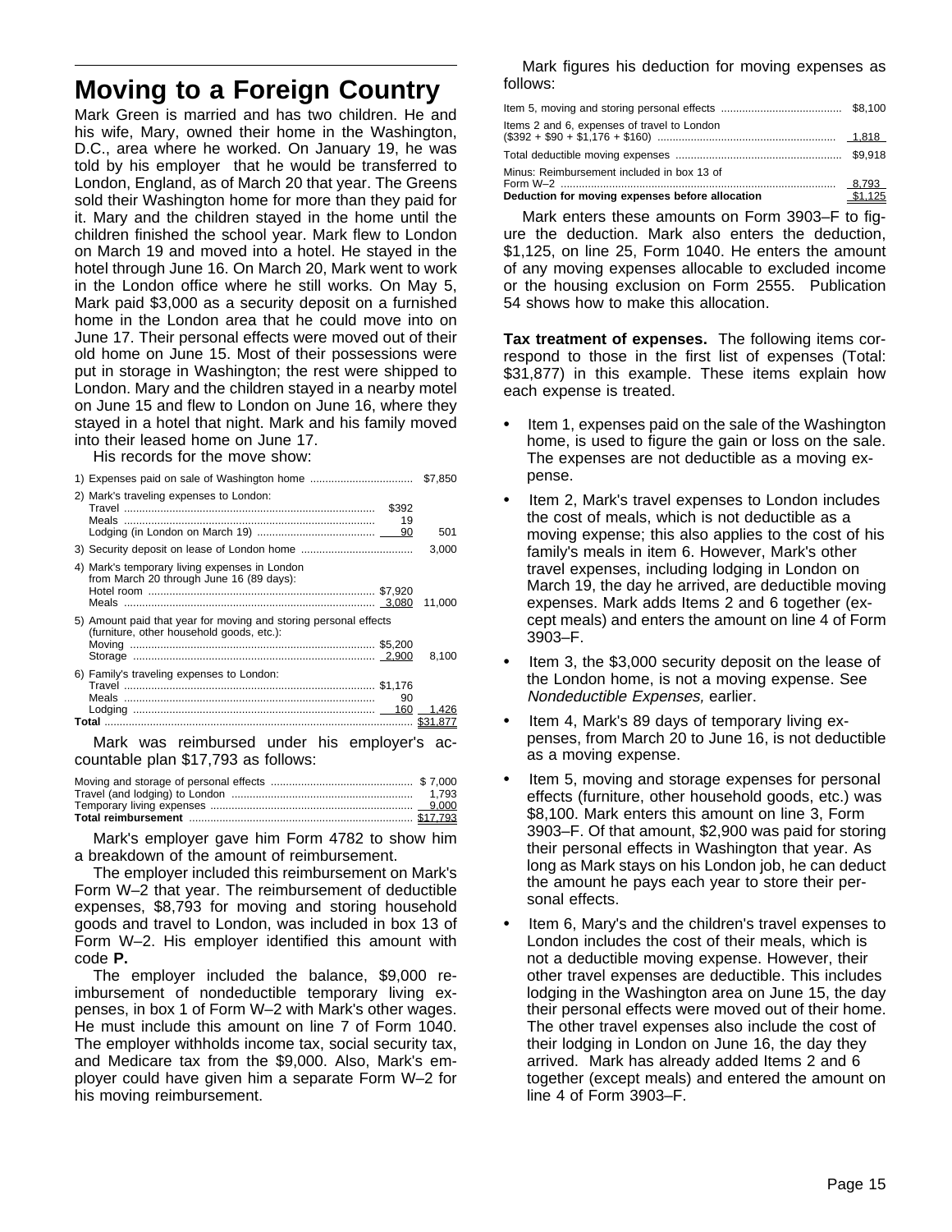## Moving to a Foreign Country

Mark Green is married and has two children. He and his wife, Mary, owned their home in the Washington, D.C., area where he worked. On January 19, he was told by his employer that he would be transferred to London, England, as of March 20 that year. The Greens sold their Washington home for more than they paid for it. Mary and the children stayed in the home until the children finished the school year. Mark flew to London on March 19 and moved into a hotel. He stayed in the hotel through June 16. On March 20, Mark went to work in the London office where he still works. On May 5, Mark paid $3,000 as a security deposit on a furnished home in the London area that he could move into on June 17. Their personal effects were moved out of their old home on June 15. Most of their possessions were put in storage in Washington; the rest were shipped to London. Mary and the children stayed in a nearby motel on June 15 and flew to London on June 16, where they stayed in a hotel that night. Mark and his family moved into their leased home on June 17.

His records for the move show:

| | | |
|---|---|---|
| 1) Expenses paid on sale of Washington home | | $7,850 |
| 2) Mark's traveling expenses to London: | | |
| Travel | $392 | |
| Meals | 19 | |
| Lodging (in London on March 19) | 90 | 501 |
| 3) Security deposit on lease of London home | | 3,000 |
| 4) Mark's temporary living expenses in London from March 20 through June 16 (89 days): | | |
| Hotel room | $7,920 | |
| Meals | 3,080 | 11,000 |
| 5) Amount paid that year for moving and storing personal effects (furniture, other household goods, etc.): | | |
| Moving | $5,200 | |
| Storage | 2,900 | 8,100 |
| 6) Family's traveling expenses to London: | | |
| Travel | $1,176 | |
| Meals | 90 | |
| Lodging | 160 | 1,426 |
| **Total** | | $31,877 |

Mark was reimbursed under his employer's accountable plan $17,793 as follows:

| | |
|---|---|
| Moving and storage of personal effects | $ 7,000 |
| Travel (and lodging) to London | 1,793 |
| Temporary living expenses | 9,000 |
| **Total reimbursement** | $17,793 |

Mark's employer gave him Form 4782 to show him a breakdown of the amount of reimbursement.

The employer included this reimbursement on Mark's Form W–2 that year. The reimbursement of deductible expenses, $8,793 for moving and storing household goods and travel to London, was included in box 13 of Form W–2. His employer identified this amount with code **P.**

The employer included the balance, $9,000 reimbursement of nondeductible temporary living expenses, in box 1 of Form W–2 with Mark's other wages. He must include this amount on line 7 of Form 1040. The employer withholds income tax, social security tax, and Medicare tax from the $9,000. Also, Mark's employer could have given him a separate Form W–2 for his moving reimbursement.

Mark figures his deduction for moving expenses as follows:

| | |
|---|---|
| Item 5, moving and storing personal effects | $8,100 |
| Items 2 and 6, expenses of travel to London ($392 + $90 + $1,176 + $160) | 1,818 |
| Total deductible moving expenses | $9,918 |
| Minus: Reimbursement included in box 13 of Form W–2 | 8,793 |
| **Deduction for moving expenses before allocation** | $1,125 |

Mark enters these amounts on Form 3903–F to figure the deduction. Mark also enters the deduction, $1,125, on line 25, Form 1040. He enters the amount of any moving expenses allocable to excluded income or the housing exclusion on Form 2555. Publication 54 shows how to make this allocation.

**Tax treatment of expenses.** The following items correspond to those in the first list of expenses (Total: $31,877) in this example. These items explain how each expense is treated.

- Item 1, expenses paid on the sale of the Washington home, is used to figure the gain or loss on the sale. The expenses are not deductible as a moving expense.
- Item 2, Mark's travel expenses to London includes the cost of meals, which is not deductible as a moving expense; this also applies to the cost of his family's meals in item 6. However, Mark's other travel expenses, including lodging in London on March 19, the day he arrived, are deductible moving expenses. Mark adds Items 2 and 6 together (except meals) and enters the amount on line 4 of Form 3903–F.
- Item 3, the $3,000 security deposit on the lease of the London home, is not a moving expense. See *Nondeductible Expenses,* earlier.
- Item 4, Mark's 89 days of temporary living expenses, from March 20 to June 16, is not deductible as a moving expense.
- Item 5, moving and storage expenses for personal effects (furniture, other household goods, etc.) was $8,100. Mark enters this amount on line 3, Form 3903–F. Of that amount, $2,900 was paid for storing their personal effects in Washington that year. As long as Mark stays on his London job, he can deduct the amount he pays each year to store their personal effects.
- Item 6, Mary's and the children's travel expenses to London includes the cost of their meals, which is not a deductible moving expense. However, their other travel expenses are deductible. This includes lodging in the Washington area on June 15, the day their personal effects were moved out of their home. The other travel expenses also include the cost of their lodging in London on June 16, the day they arrived. Mark has already added Items 2 and 6 together (except meals) and entered the amount on line 4 of Form 3903–F.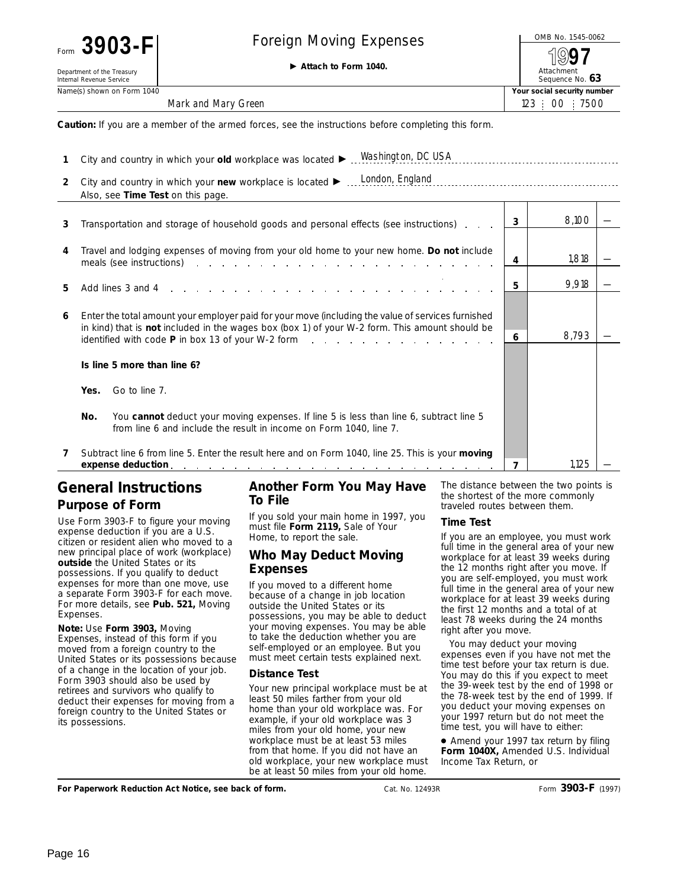# Form 3903-F — Foreign Moving Expenses — 1997

Department of the Treasury
Internal Revenue Service

► **Attach to Form 1040.**

OMB No. 1545-0062

Attachment Sequence No. **63**

Name(s) shown on Form 1040: Mark and Mary Green

Your social security number: 123 : 00 : 7500

**Caution:** If you are a member of the armed forces, see the instructions before completing this form.

**1** City and country in which your **old** workplace was located ► Washington, DC USA

**2** City and country in which your **new** workplace is located ► London, England
Also, see **Time Test** on this page.

| | | Line | Amount |
|---|---|---|---|
| **3** | Transportation and storage of household goods and personal effects (see instructions) | 3 | 8,100 — |
| **4** | Travel and lodging expenses of moving from your old home to your new home. **Do not** include meals (see instructions) | 4 | 1,818 — |
| **5** | Add lines 3 and 4 | 5 | 9,918 — |
| **6** | Enter the total amount your employer paid for your move (including the value of services furnished in kind) that is **not** included in the wages box (box 1) of your W-2 form. This amount should be identified with code **P** in box 13 of your W-2 form | 6 | 8,793 — |
| | **Is line 5 more than line 6?** | | |
| | **Yes.** Go to line 7. | | |
| | **No.** You **cannot** deduct your moving expenses. If line 5 is less than line 6, subtract line 5 from line 6 and include the result in income on Form 1040, line 7. | | |
| **7** | Subtract line 6 from line 5. Enter the result here and on Form 1040, line 25. This is your **moving expense deduction** | 7 | 1,125 — |

## General Instructions

### Purpose of Form

Use Form 3903-F to figure your moving expense deduction if you are a U.S. citizen or resident alien who moved to a new principal place of work (workplace) **outside** the United States or its possessions. If you qualify to deduct expenses for more than one move, use a separate Form 3903-F for each move. For more details, see **Pub. 521,** Moving Expenses.

**Note:** Use **Form 3903,** Moving Expenses, instead of this form if you moved from a foreign country to the United States or its possessions because of a change in the location of your job. Form 3903 should also be used by retirees and survivors who qualify to deduct their expenses for moving from a foreign country to the United States or its possessions.

## Another Form You May Have To File

If you sold your main home in 1997, you must file **Form 2119,** Sale of Your Home, to report the sale.

## Who May Deduct Moving Expenses

If you moved to a different home because of a change in job location outside the United States or its possessions, you may be able to deduct your moving expenses. You may be able to take the deduction whether you are self-employed or an employee. But you must meet certain tests explained next.

### Distance Test

Your new principal workplace must be at least 50 miles farther from your old home than your old workplace was. For example, if your old workplace was 3 miles from your old home, your new workplace must be at least 53 miles from that home. If you did not have an old workplace, your new workplace must be at least 50 miles from your old home. The distance between the two points is the shortest of the more commonly traveled routes between them.

### Time Test

If you are an employee, you must work full time in the general area of your new workplace for at least 39 weeks during the 12 months right after you move. If you are self-employed, you must work full time in the general area of your new workplace for at least 39 weeks during the first 12 months and a total of at least 78 weeks during the 24 months right after you move.

You may deduct your moving expenses even if you have not met the time test before your tax return is due. You may do this if you expect to meet the 39-week test by the end of 1998 or the 78-week test by the end of 1999. If you deduct your moving expenses on your 1997 return but do not meet the time test, you will have to either:

- Amend your 1997 tax return by filing **Form 1040X,** Amended U.S. Individual Income Tax Return, or

**For Paperwork Reduction Act Notice, see back of form.** Cat. No. 12493R Form **3903-F** (1997)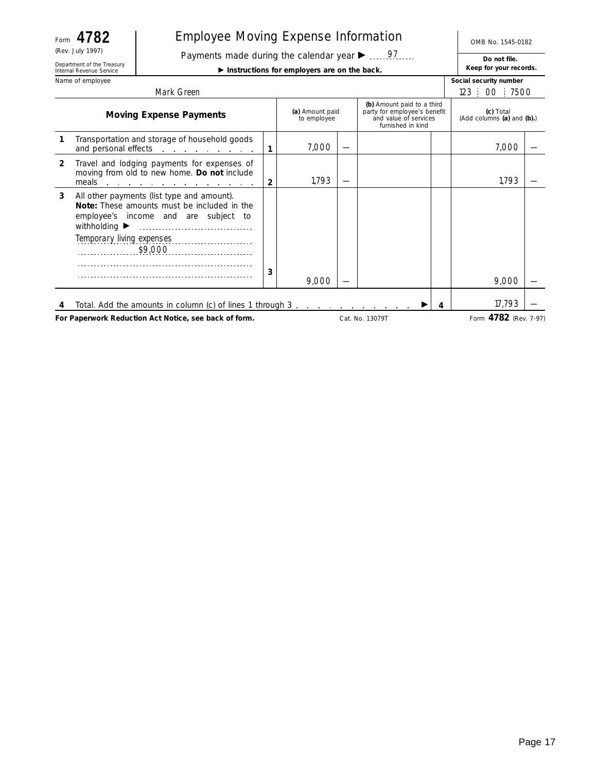Form **4782**
(Rev. July 1997)
Department of the Treasury
Internal Revenue Service

# Employee Moving Expense Information

Payments made during the calendar year ▶ 97

▶ **Instructions for employers are on the back.**

OMB No. 1545-0182

**Do not file. Keep for your records.**

Name of employee: Mark Green

Social security number: 123 | 00 | 7500

| | Moving Expense Payments | | (a) Amount paid to employee | | (b) Amount paid to a third party for employee's benefit and value of services furnished in kind | | (c) Total (Add columns (a) and (b).) | |
|---|---|---|---|---|---|---|---|---|
| 1 | Transportation and storage of household goods and personal effects | 1 | 7,000 | — | | | 7,000 | — |
| 2 | Travel and lodging payments for expenses of moving from old to new home. **Do not** include meals | 2 | 1,793 | — | | | 1,793 | — |
| 3 | All other payments (list type and amount). **Note:** These amounts must be included in the employee's income and are subject to withholding ▶ Temporary living expenses $9,000 | 3 | 9,000 | — | | | 9,000 | — |
| 4 | Total. Add the amounts in column (c) of lines 1 through 3 ▶ | 4 | | | | | 17,793 | — |

**For Paperwork Reduction Act Notice, see back of form.** Cat. No. 13079T Form **4782** (Rev. 7-97)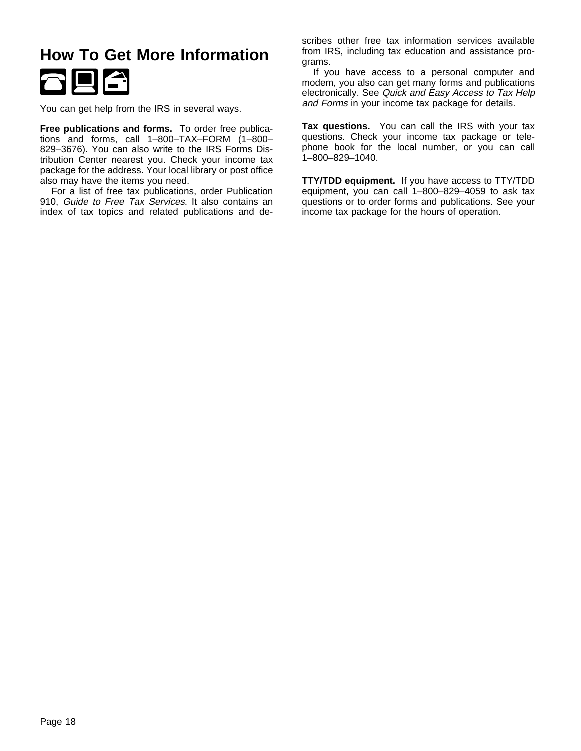## How To Get More Information

You can get help from the IRS in several ways.

**Free publications and forms.** To order free publications and forms, call 1–800–TAX–FORM (1–800–829–3676). You can also write to the IRS Forms Distribution Center nearest you. Check your income tax package for the address. Your local library or post office also may have the items you need.

For a list of free tax publications, order Publication 910, *Guide to Free Tax Services*. It also contains an index of tax topics and related publications and describes other free tax information services available from IRS, including tax education and assistance programs.

If you have access to a personal computer and modem, you also can get many forms and publications electronically. See *Quick and Easy Access to Tax Help and Forms* in your income tax package for details.

**Tax questions.** You can call the IRS with your tax questions. Check your income tax package or telephone book for the local number, or you can call 1–800–829–1040.

**TTY/TDD equipment.** If you have access to TTY/TDD equipment, you can call 1–800–829–4059 to ask tax questions or to order forms and publications. See your income tax package for the hours of operation.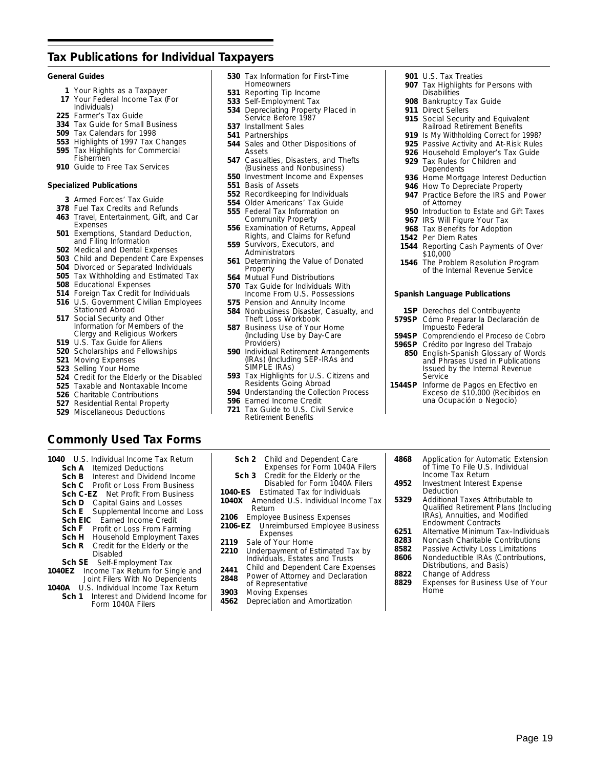## Tax Publications for Individual Taxpayers

### General Guides

**1** Your Rights as a Taxpayer
**17** Your Federal Income Tax (For Individuals)
**225** Farmer's Tax Guide
**334** Tax Guide for Small Business
**509** Tax Calendars for 1998
**553** Highlights of 1997 Tax Changes
**595** Tax Highlights for Commercial Fishermen
**910** Guide to Free Tax Services

### Specialized Publications

**3** Armed Forces' Tax Guide
**378** Fuel Tax Credits and Refunds
**463** Travel, Entertainment, Gift, and Car Expenses
**501** Exemptions, Standard Deduction, and Filing Information
**502** Medical and Dental Expenses
**503** Child and Dependent Care Expenses
**504** Divorced or Separated Individuals
**505** Tax Withholding and Estimated Tax
**508** Educational Expenses
**514** Foreign Tax Credit for Individuals
**516** U.S. Government Civilian Employees Stationed Abroad
**517** Social Security and Other Information for Members of the Clergy and Religious Workers
**519** U.S. Tax Guide for Aliens
**520** Scholarships and Fellowships
**521** Moving Expenses
**523** Selling Your Home
**524** Credit for the Elderly or the Disabled
**525** Taxable and Nontaxable Income
**526** Charitable Contributions
**527** Residential Rental Property
**529** Miscellaneous Deductions
**530** Tax Information for First-Time Homeowners
**531** Reporting Tip Income
**533** Self-Employment Tax
**534** Depreciating Property Placed in Service Before 1987
**537** Installment Sales
**541** Partnerships
**544** Sales and Other Dispositions of Assets
**547** Casualties, Disasters, and Thefts (Business and Nonbusiness)
**550** Investment Income and Expenses
**551** Basis of Assets
**552** Recordkeeping for Individuals
**554** Older Americans' Tax Guide
**555** Federal Tax Information on Community Property
**556** Examination of Returns, Appeal Rights, and Claims for Refund
**559** Survivors, Executors, and Administrators
**561** Determining the Value of Donated Property
**564** Mutual Fund Distributions
**570** Tax Guide for Individuals With Income From U.S. Possessions
**575** Pension and Annuity Income
**584** Nonbusiness Disaster, Casualty, and Theft Loss Workbook
**587** Business Use of Your Home (Including Use by Day-Care Providers)
**590** Individual Retirement Arrangements (IRAs) (Including SEP-IRAs and SIMPLE IRAs)
**593** Tax Highlights for U.S. Citizens and Residents Going Abroad
**594** Understanding the Collection Process
**596** Earned Income Credit
**721** Tax Guide to U.S. Civil Service Retirement Benefits
**901** U.S. Tax Treaties
**907** Tax Highlights for Persons with Disabilities
**908** Bankruptcy Tax Guide
**911** Direct Sellers
**915** Social Security and Equivalent Railroad Retirement Benefits
**919** Is My Withholding Correct for 1998?
**925** Passive Activity and At-Risk Rules
**926** Household Employer's Tax Guide
**929** Tax Rules for Children and Dependents
**936** Home Mortgage Interest Deduction
**946** How To Depreciate Property
**947** Practice Before the IRS and Power of Attorney
**950** Introduction to Estate and Gift Taxes
**967** IRS Will Figure Your Tax
**968** Tax Benefits for Adoption
**1542** Per Diem Rates
**1544** Reporting Cash Payments of Over $10,000
**1546** The Problem Resolution Program of the Internal Revenue Service

### Spanish Language Publications

**1SP** Derechos del Contribuyente
**579SP** Cómo Preparar la Declaración de Impuesto Federal
**594SP** Comprendiendo el Proceso de Cobro
**596SP** Crédito por Ingreso del Trabajo
**850** English-Spanish Glossary of Words and Phrases Used in Publications Issued by the Internal Revenue Service
**1544SP** Informe de Pagos en Efectivo en Exceso de $10,000 (Recibidos en una Ocupación o Negocio)

## Commonly Used Tax Forms

**1040** U.S. Individual Income Tax Return
- **Sch A** Itemized Deductions
- **Sch B** Interest and Dividend Income
- **Sch C** Profit or Loss From Business
- **Sch C-EZ** Net Profit From Business
- **Sch D** Capital Gains and Losses
- **Sch E** Supplemental Income and Loss
- **Sch EIC** Earned Income Credit
- **Sch F** Profit or Loss From Farming
- **Sch H** Household Employment Taxes
- **Sch R** Credit for the Elderly or the Disabled
- **Sch SE** Self-Employment Tax

**1040EZ** Income Tax Return for Single and Joint Filers With No Dependents
**1040A** U.S. Individual Income Tax Return
- **Sch 1** Interest and Dividend Income for Form 1040A Filers
- **Sch 2** Child and Dependent Care Expenses for Form 1040A Filers
- **Sch 3** Credit for the Elderly or the Disabled for Form 1040A Filers

**1040-ES** Estimated Tax for Individuals
**1040X** Amended U.S. Individual Income Tax Return
**2106** Employee Business Expenses
**2106-EZ** Unreimbursed Employee Business Expenses
**2119** Sale of Your Home
**2210** Underpayment of Estimated Tax by Individuals, Estates and Trusts
**2441** Child and Dependent Care Expenses
**2848** Power of Attorney and Declaration of Representative
**3903** Moving Expenses
**4562** Depreciation and Amortization
**4868** Application for Automatic Extension of Time To File U.S. Individual Income Tax Return
**4952** Investment Interest Expense Deduction
**5329** Additional Taxes Attributable to Qualified Retirement Plans (Including IRAs), Annuities, and Modified Endowment Contracts
**6251** Alternative Minimum Tax–Individuals
**8283** Noncash Charitable Contributions
**8582** Passive Activity Loss Limitations
**8606** Nondeductible IRAs (Contributions, Distributions, and Basis)
**8822** Change of Address
**8829** Expenses for Business Use of Your Home